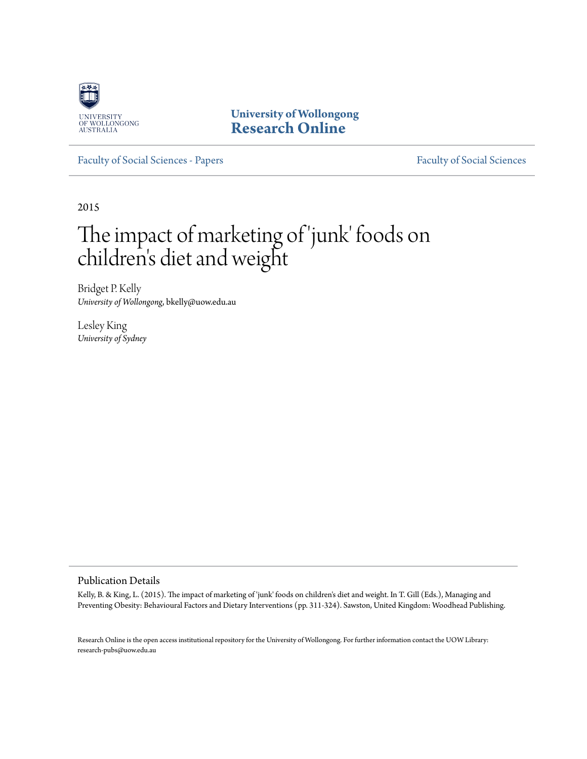University of Wollongong
**Research Online**

Faculty of Social Sciences - Papers | Faculty of Social Sciences

2015

# The impact of marketing of 'junk' foods on children's diet and weight

Bridget P. Kelly
*University of Wollongong*, bkelly@uow.edu.au

Lesley King
*University of Sydney*

## Publication Details

Kelly, B. & King, L. (2015). The impact of marketing of 'junk' foods on children's diet and weight. In T. Gill (Eds.), Managing and Preventing Obesity: Behavioural Factors and Dietary Interventions (pp. 311-324). Sawston, United Kingdom: Woodhead Publishing.

Research Online is the open access institutional repository for the University of Wollongong. For further information contact the UOW Library: research-pubs@uow.edu.au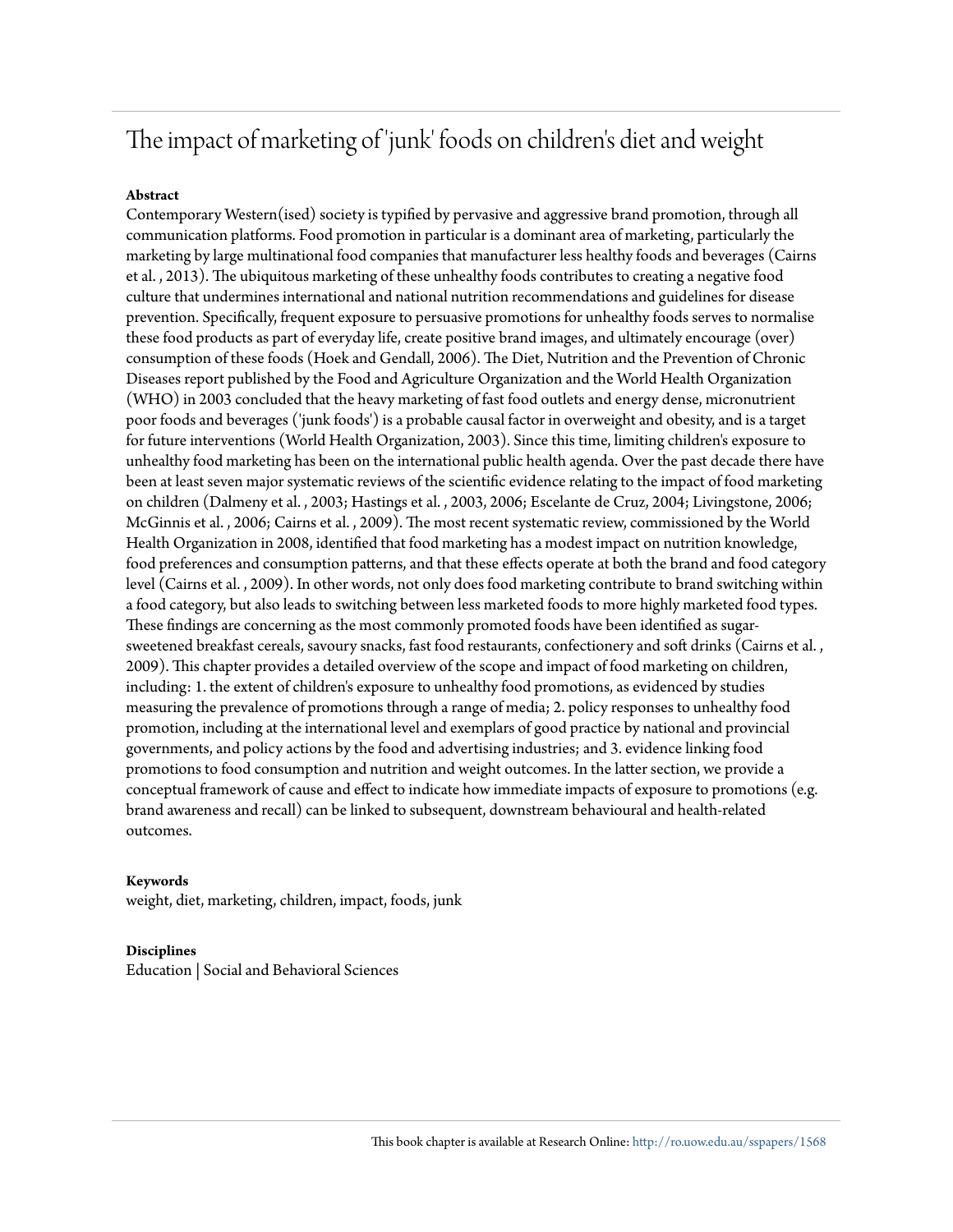# The impact of marketing of 'junk' foods on children's diet and weight

**Abstract**

Contemporary Western(ised) society is typified by pervasive and aggressive brand promotion, through all communication platforms. Food promotion in particular is a dominant area of marketing, particularly the marketing by large multinational food companies that manufacturer less healthy foods and beverages (Cairns et al. , 2013). The ubiquitous marketing of these unhealthy foods contributes to creating a negative food culture that undermines international and national nutrition recommendations and guidelines for disease prevention. Specifically, frequent exposure to persuasive promotions for unhealthy foods serves to normalise these food products as part of everyday life, create positive brand images, and ultimately encourage (over) consumption of these foods (Hoek and Gendall, 2006). The Diet, Nutrition and the Prevention of Chronic Diseases report published by the Food and Agriculture Organization and the World Health Organization (WHO) in 2003 concluded that the heavy marketing of fast food outlets and energy dense, micronutrient poor foods and beverages ('junk foods') is a probable causal factor in overweight and obesity, and is a target for future interventions (World Health Organization, 2003). Since this time, limiting children's exposure to unhealthy food marketing has been on the international public health agenda. Over the past decade there have been at least seven major systematic reviews of the scientific evidence relating to the impact of food marketing on children (Dalmeny et al. , 2003; Hastings et al. , 2003, 2006; Escelante de Cruz, 2004; Livingstone, 2006; McGinnis et al. , 2006; Cairns et al. , 2009). The most recent systematic review, commissioned by the World Health Organization in 2008, identified that food marketing has a modest impact on nutrition knowledge, food preferences and consumption patterns, and that these effects operate at both the brand and food category level (Cairns et al. , 2009). In other words, not only does food marketing contribute to brand switching within a food category, but also leads to switching between less marketed foods to more highly marketed food types. These findings are concerning as the most commonly promoted foods have been identified as sugar-sweetened breakfast cereals, savoury snacks, fast food restaurants, confectionery and soft drinks (Cairns et al. , 2009). This chapter provides a detailed overview of the scope and impact of food marketing on children, including: 1. the extent of children's exposure to unhealthy food promotions, as evidenced by studies measuring the prevalence of promotions through a range of media; 2. policy responses to unhealthy food promotion, including at the international level and exemplars of good practice by national and provincial governments, and policy actions by the food and advertising industries; and 3. evidence linking food promotions to food consumption and nutrition and weight outcomes. In the latter section, we provide a conceptual framework of cause and effect to indicate how immediate impacts of exposure to promotions (e.g. brand awareness and recall) can be linked to subsequent, downstream behavioural and health-related outcomes.

**Keywords**

weight, diet, marketing, children, impact, foods, junk

**Disciplines**

Education | Social and Behavioral Sciences

This book chapter is available at Research Online: http://ro.uow.edu.au/sspapers/1568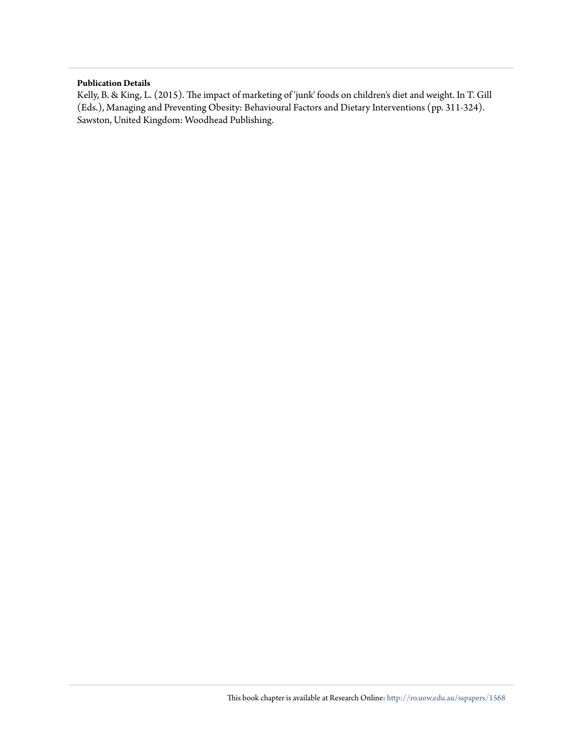**Publication Details**

Kelly, B. & King, L. (2015). The impact of marketing of 'junk' foods on children's diet and weight. In T. Gill (Eds.), Managing and Preventing Obesity: Behavioural Factors and Dietary Interventions (pp. 311-324). Sawston, United Kingdom: Woodhead Publishing.

This book chapter is available at Research Online: http://ro.uow.edu.au/sspapers/1568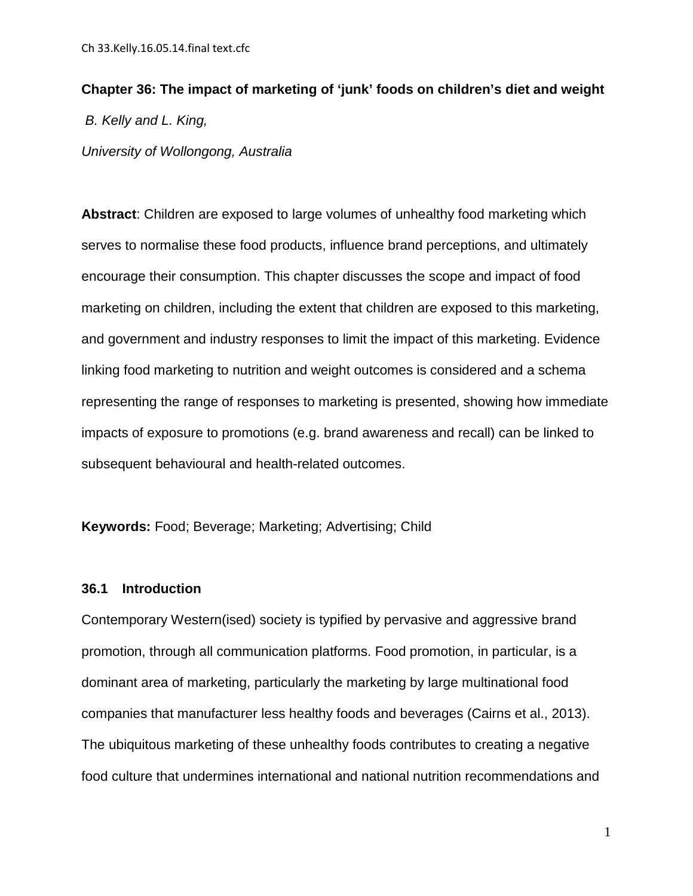**Chapter 36: The impact of marketing of 'junk' foods on children's diet and weight**

*B. Kelly and L. King,*

*University of Wollongong, Australia*

**Abstract**: Children are exposed to large volumes of unhealthy food marketing which serves to normalise these food products, influence brand perceptions, and ultimately encourage their consumption. This chapter discusses the scope and impact of food marketing on children, including the extent that children are exposed to this marketing, and government and industry responses to limit the impact of this marketing. Evidence linking food marketing to nutrition and weight outcomes is considered and a schema representing the range of responses to marketing is presented, showing how immediate impacts of exposure to promotions (e.g. brand awareness and recall) can be linked to subsequent behavioural and health-related outcomes.

**Keywords:** Food; Beverage; Marketing; Advertising; Child

### 36.1 Introduction

Contemporary Western(ised) society is typified by pervasive and aggressive brand promotion, through all communication platforms. Food promotion, in particular, is a dominant area of marketing, particularly the marketing by large multinational food companies that manufacturer less healthy foods and beverages (Cairns et al., 2013). The ubiquitous marketing of these unhealthy foods contributes to creating a negative food culture that undermines international and national nutrition recommendations and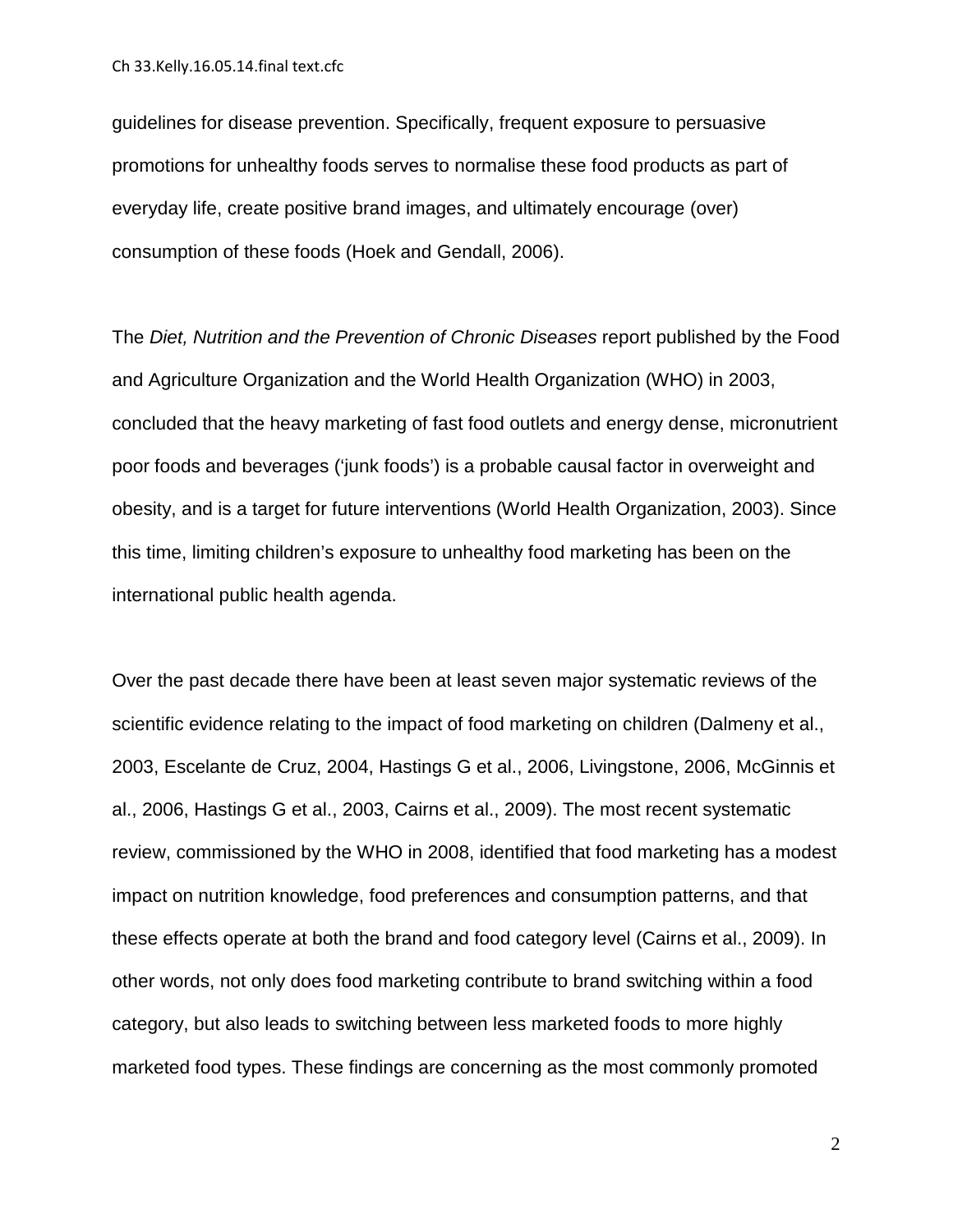guidelines for disease prevention. Specifically, frequent exposure to persuasive promotions for unhealthy foods serves to normalise these food products as part of everyday life, create positive brand images, and ultimately encourage (over) consumption of these foods (Hoek and Gendall, 2006).

The *Diet, Nutrition and the Prevention of Chronic Diseases* report published by the Food and Agriculture Organization and the World Health Organization (WHO) in 2003, concluded that the heavy marketing of fast food outlets and energy dense, micronutrient poor foods and beverages ('junk foods') is a probable causal factor in overweight and obesity, and is a target for future interventions (World Health Organization, 2003). Since this time, limiting children's exposure to unhealthy food marketing has been on the international public health agenda.

Over the past decade there have been at least seven major systematic reviews of the scientific evidence relating to the impact of food marketing on children (Dalmeny et al., 2003, Escelante de Cruz, 2004, Hastings G et al., 2006, Livingstone, 2006, McGinnis et al., 2006, Hastings G et al., 2003, Cairns et al., 2009). The most recent systematic review, commissioned by the WHO in 2008, identified that food marketing has a modest impact on nutrition knowledge, food preferences and consumption patterns, and that these effects operate at both the brand and food category level (Cairns et al., 2009). In other words, not only does food marketing contribute to brand switching within a food category, but also leads to switching between less marketed foods to more highly marketed food types. These findings are concerning as the most commonly promoted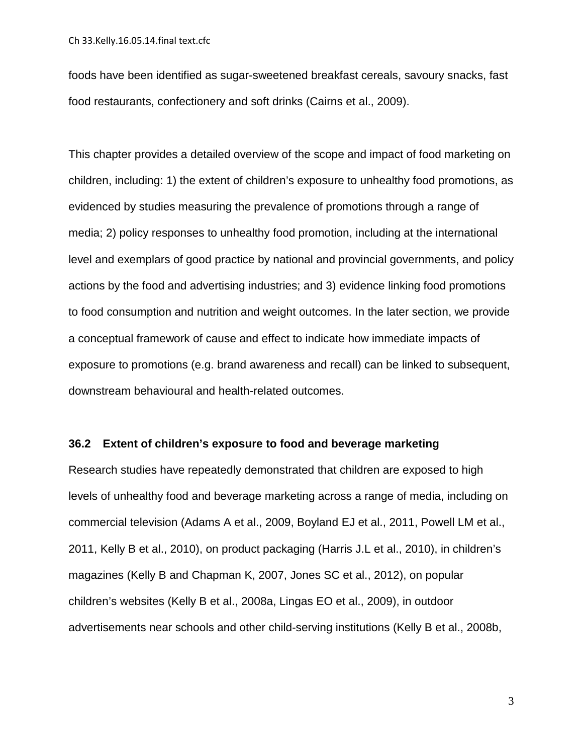foods have been identified as sugar-sweetened breakfast cereals, savoury snacks, fast food restaurants, confectionery and soft drinks (Cairns et al., 2009).

This chapter provides a detailed overview of the scope and impact of food marketing on children, including: 1) the extent of children's exposure to unhealthy food promotions, as evidenced by studies measuring the prevalence of promotions through a range of media; 2) policy responses to unhealthy food promotion, including at the international level and exemplars of good practice by national and provincial governments, and policy actions by the food and advertising industries; and 3) evidence linking food promotions to food consumption and nutrition and weight outcomes. In the later section, we provide a conceptual framework of cause and effect to indicate how immediate impacts of exposure to promotions (e.g. brand awareness and recall) can be linked to subsequent, downstream behavioural and health-related outcomes.

### 36.2 Extent of children's exposure to food and beverage marketing

Research studies have repeatedly demonstrated that children are exposed to high levels of unhealthy food and beverage marketing across a range of media, including on commercial television (Adams A et al., 2009, Boyland EJ et al., 2011, Powell LM et al., 2011, Kelly B et al., 2010), on product packaging (Harris J.L et al., 2010), in children's magazines (Kelly B and Chapman K, 2007, Jones SC et al., 2012), on popular children's websites (Kelly B et al., 2008a, Lingas EO et al., 2009), in outdoor advertisements near schools and other child-serving institutions (Kelly B et al., 2008b,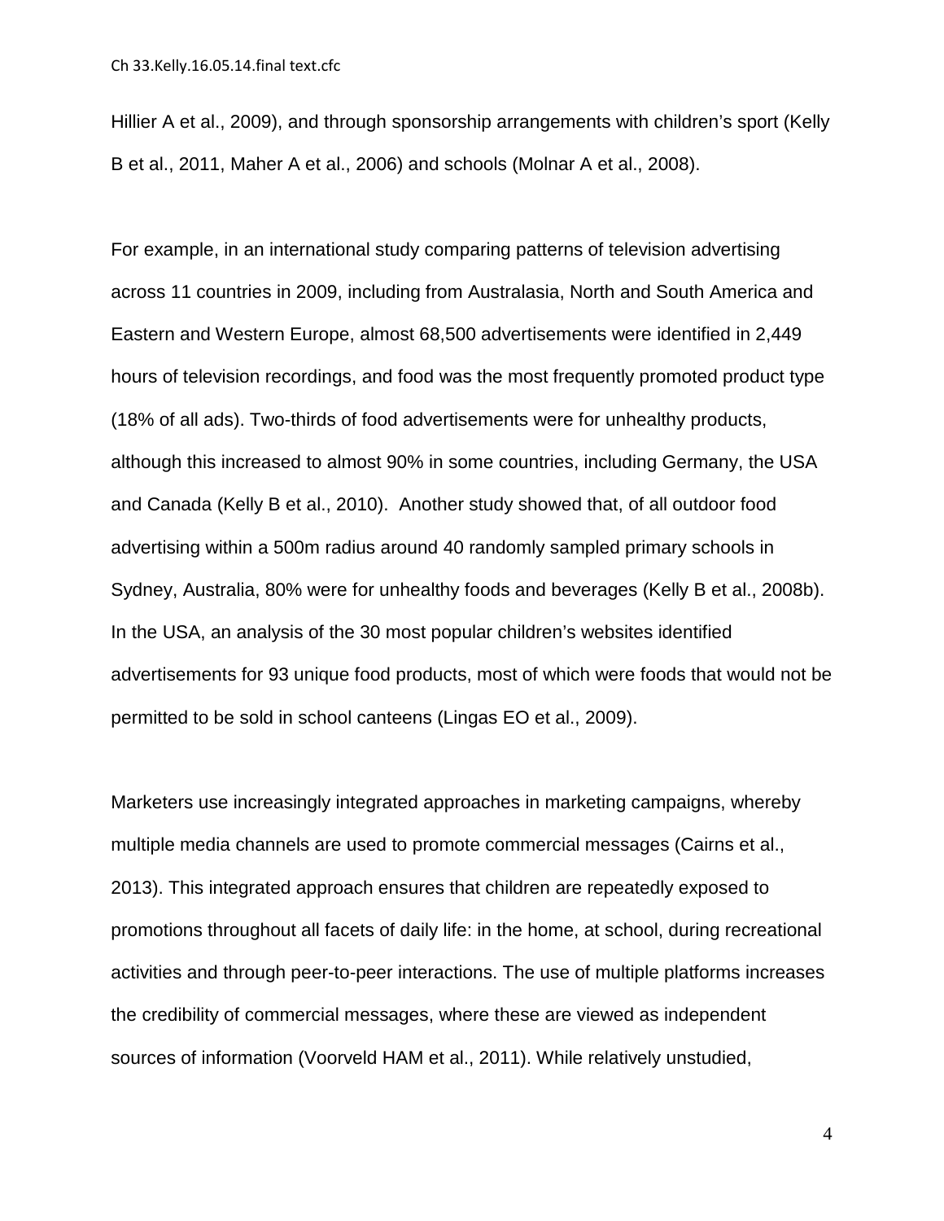Hillier A et al., 2009), and through sponsorship arrangements with children's sport (Kelly B et al., 2011, Maher A et al., 2006) and schools (Molnar A et al., 2008).

For example, in an international study comparing patterns of television advertising across 11 countries in 2009, including from Australasia, North and South America and Eastern and Western Europe, almost 68,500 advertisements were identified in 2,449 hours of television recordings, and food was the most frequently promoted product type (18% of all ads). Two-thirds of food advertisements were for unhealthy products, although this increased to almost 90% in some countries, including Germany, the USA and Canada (Kelly B et al., 2010). Another study showed that, of all outdoor food advertising within a 500m radius around 40 randomly sampled primary schools in Sydney, Australia, 80% were for unhealthy foods and beverages (Kelly B et al., 2008b). In the USA, an analysis of the 30 most popular children's websites identified advertisements for 93 unique food products, most of which were foods that would not be permitted to be sold in school canteens (Lingas EO et al., 2009).

Marketers use increasingly integrated approaches in marketing campaigns, whereby multiple media channels are used to promote commercial messages (Cairns et al., 2013). This integrated approach ensures that children are repeatedly exposed to promotions throughout all facets of daily life: in the home, at school, during recreational activities and through peer-to-peer interactions. The use of multiple platforms increases the credibility of commercial messages, where these are viewed as independent sources of information (Voorveld HAM et al., 2011). While relatively unstudied,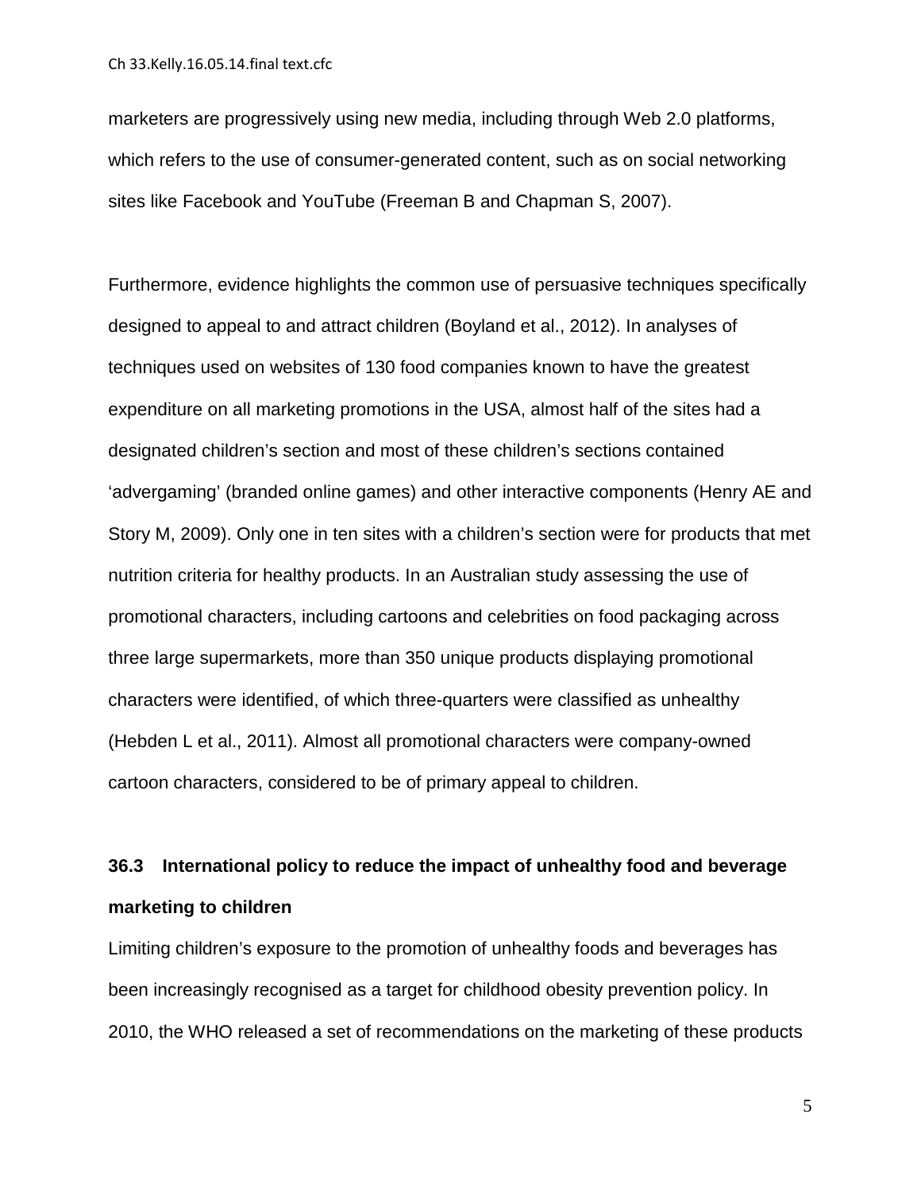marketers are progressively using new media, including through Web 2.0 platforms, which refers to the use of consumer-generated content, such as on social networking sites like Facebook and YouTube (Freeman B and Chapman S, 2007).

Furthermore, evidence highlights the common use of persuasive techniques specifically designed to appeal to and attract children (Boyland et al., 2012). In analyses of techniques used on websites of 130 food companies known to have the greatest expenditure on all marketing promotions in the USA, almost half of the sites had a designated children's section and most of these children's sections contained 'advergaming' (branded online games) and other interactive components (Henry AE and Story M, 2009). Only one in ten sites with a children's section were for products that met nutrition criteria for healthy products. In an Australian study assessing the use of promotional characters, including cartoons and celebrities on food packaging across three large supermarkets, more than 350 unique products displaying promotional characters were identified, of which three-quarters were classified as unhealthy (Hebden L et al., 2011). Almost all promotional characters were company-owned cartoon characters, considered to be of primary appeal to children.

### 36.3 International policy to reduce the impact of unhealthy food and beverage marketing to children

Limiting children's exposure to the promotion of unhealthy foods and beverages has been increasingly recognised as a target for childhood obesity prevention policy. In 2010, the WHO released a set of recommendations on the marketing of these products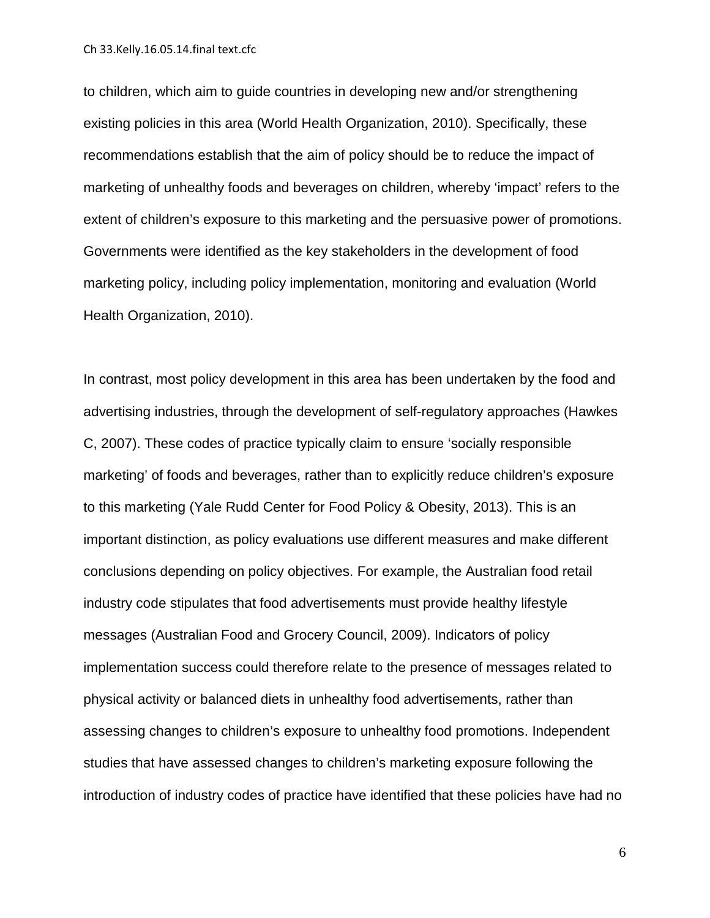to children, which aim to guide countries in developing new and/or strengthening existing policies in this area (World Health Organization, 2010). Specifically, these recommendations establish that the aim of policy should be to reduce the impact of marketing of unhealthy foods and beverages on children, whereby 'impact' refers to the extent of children's exposure to this marketing and the persuasive power of promotions. Governments were identified as the key stakeholders in the development of food marketing policy, including policy implementation, monitoring and evaluation (World Health Organization, 2010).

In contrast, most policy development in this area has been undertaken by the food and advertising industries, through the development of self-regulatory approaches (Hawkes C, 2007). These codes of practice typically claim to ensure 'socially responsible marketing' of foods and beverages, rather than to explicitly reduce children's exposure to this marketing (Yale Rudd Center for Food Policy & Obesity, 2013). This is an important distinction, as policy evaluations use different measures and make different conclusions depending on policy objectives. For example, the Australian food retail industry code stipulates that food advertisements must provide healthy lifestyle messages (Australian Food and Grocery Council, 2009). Indicators of policy implementation success could therefore relate to the presence of messages related to physical activity or balanced diets in unhealthy food advertisements, rather than assessing changes to children's exposure to unhealthy food promotions. Independent studies that have assessed changes to children's marketing exposure following the introduction of industry codes of practice have identified that these policies have had no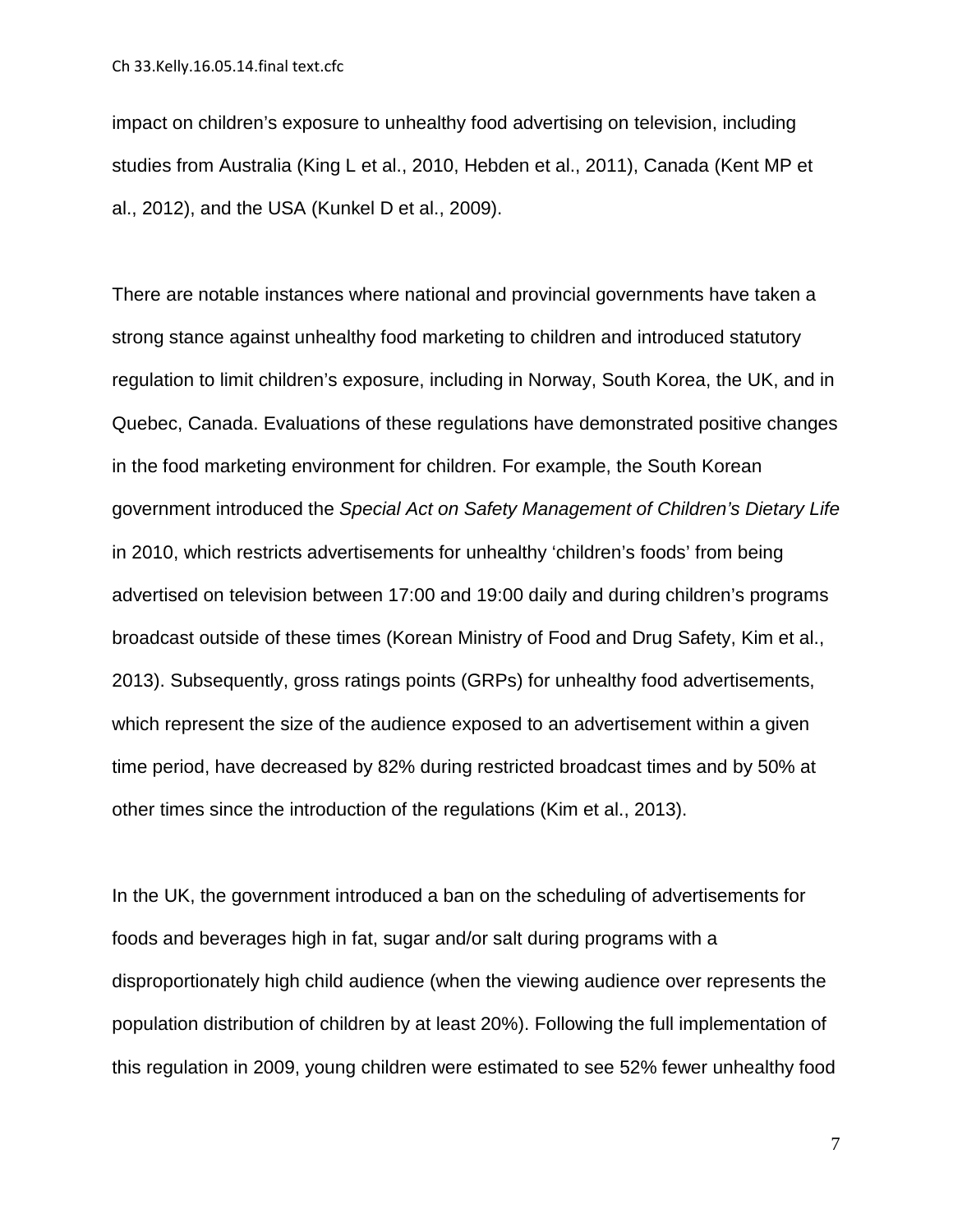impact on children's exposure to unhealthy food advertising on television, including studies from Australia (King L et al., 2010, Hebden et al., 2011), Canada (Kent MP et al., 2012), and the USA (Kunkel D et al., 2009).

There are notable instances where national and provincial governments have taken a strong stance against unhealthy food marketing to children and introduced statutory regulation to limit children's exposure, including in Norway, South Korea, the UK, and in Quebec, Canada. Evaluations of these regulations have demonstrated positive changes in the food marketing environment for children. For example, the South Korean government introduced the *Special Act on Safety Management of Children's Dietary Life* in 2010, which restricts advertisements for unhealthy 'children's foods' from being advertised on television between 17:00 and 19:00 daily and during children's programs broadcast outside of these times (Korean Ministry of Food and Drug Safety, Kim et al., 2013). Subsequently, gross ratings points (GRPs) for unhealthy food advertisements, which represent the size of the audience exposed to an advertisement within a given time period, have decreased by 82% during restricted broadcast times and by 50% at other times since the introduction of the regulations (Kim et al., 2013).

In the UK, the government introduced a ban on the scheduling of advertisements for foods and beverages high in fat, sugar and/or salt during programs with a disproportionately high child audience (when the viewing audience over represents the population distribution of children by at least 20%). Following the full implementation of this regulation in 2009, young children were estimated to see 52% fewer unhealthy food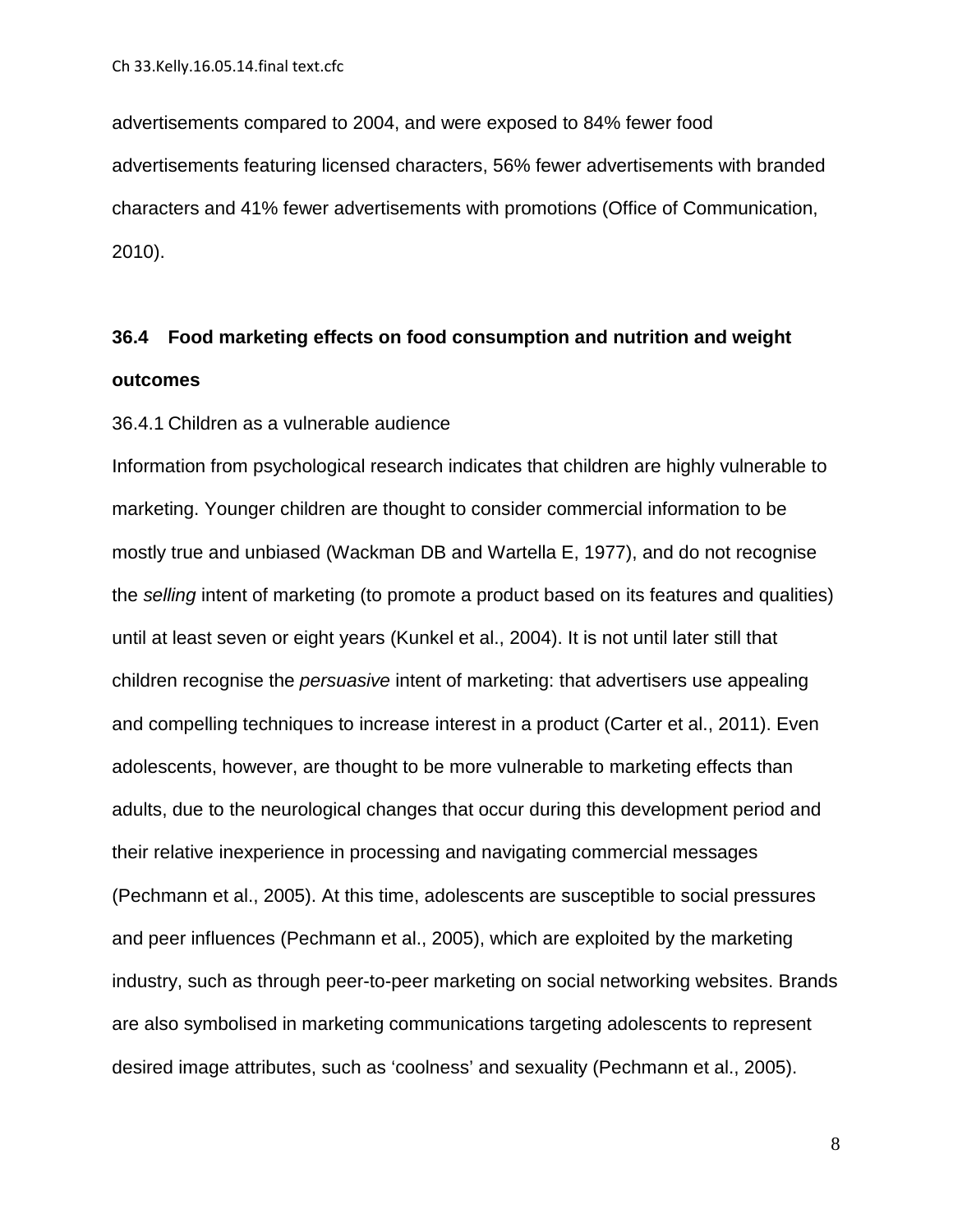advertisements compared to 2004, and were exposed to 84% fewer food advertisements featuring licensed characters, 56% fewer advertisements with branded characters and 41% fewer advertisements with promotions (Office of Communication, 2010).

## 36.4 Food marketing effects on food consumption and nutrition and weight outcomes

### 36.4.1 Children as a vulnerable audience

Information from psychological research indicates that children are highly vulnerable to marketing. Younger children are thought to consider commercial information to be mostly true and unbiased (Wackman DB and Wartella E, 1977), and do not recognise the *selling* intent of marketing (to promote a product based on its features and qualities) until at least seven or eight years (Kunkel et al., 2004). It is not until later still that children recognise the *persuasive* intent of marketing: that advertisers use appealing and compelling techniques to increase interest in a product (Carter et al., 2011). Even adolescents, however, are thought to be more vulnerable to marketing effects than adults, due to the neurological changes that occur during this development period and their relative inexperience in processing and navigating commercial messages (Pechmann et al., 2005). At this time, adolescents are susceptible to social pressures and peer influences (Pechmann et al., 2005), which are exploited by the marketing industry, such as through peer-to-peer marketing on social networking websites. Brands are also symbolised in marketing communications targeting adolescents to represent desired image attributes, such as 'coolness' and sexuality (Pechmann et al., 2005).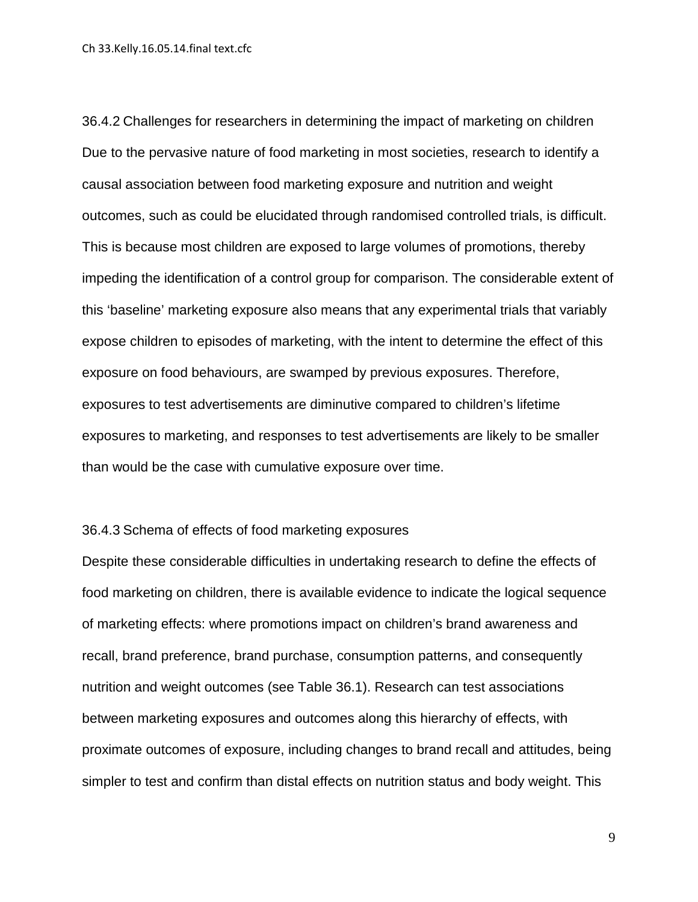### 36.4.2 Challenges for researchers in determining the impact of marketing on children

Due to the pervasive nature of food marketing in most societies, research to identify a causal association between food marketing exposure and nutrition and weight outcomes, such as could be elucidated through randomised controlled trials, is difficult. This is because most children are exposed to large volumes of promotions, thereby impeding the identification of a control group for comparison. The considerable extent of this 'baseline' marketing exposure also means that any experimental trials that variably expose children to episodes of marketing, with the intent to determine the effect of this exposure on food behaviours, are swamped by previous exposures. Therefore, exposures to test advertisements are diminutive compared to children's lifetime exposures to marketing, and responses to test advertisements are likely to be smaller than would be the case with cumulative exposure over time.

### 36.4.3 Schema of effects of food marketing exposures

Despite these considerable difficulties in undertaking research to define the effects of food marketing on children, there is available evidence to indicate the logical sequence of marketing effects: where promotions impact on children's brand awareness and recall, brand preference, brand purchase, consumption patterns, and consequently nutrition and weight outcomes (see Table 36.1). Research can test associations between marketing exposures and outcomes along this hierarchy of effects, with proximate outcomes of exposure, including changes to brand recall and attitudes, being simpler to test and confirm than distal effects on nutrition status and body weight. This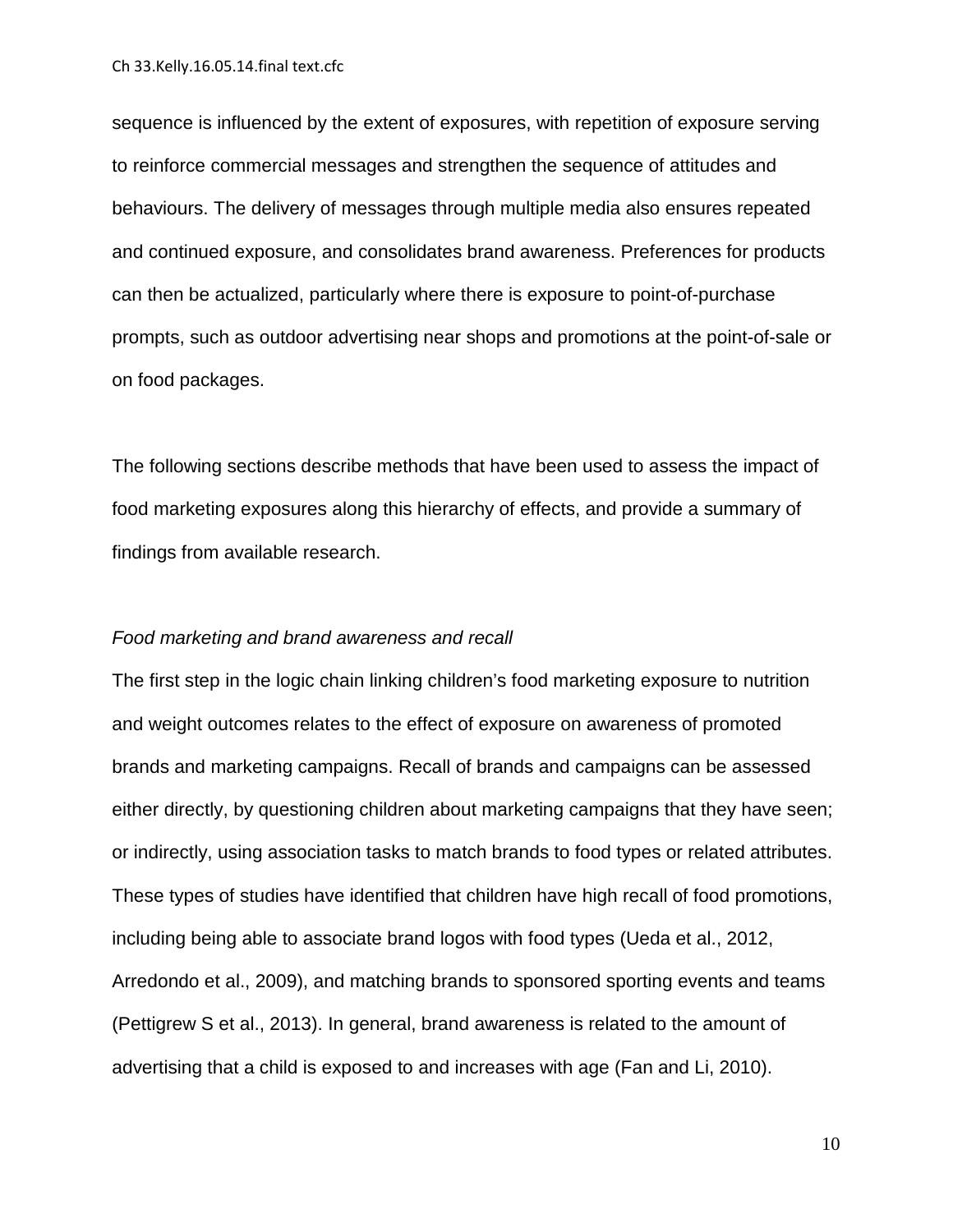sequence is influenced by the extent of exposures, with repetition of exposure serving to reinforce commercial messages and strengthen the sequence of attitudes and behaviours. The delivery of messages through multiple media also ensures repeated and continued exposure, and consolidates brand awareness. Preferences for products can then be actualized, particularly where there is exposure to point-of-purchase prompts, such as outdoor advertising near shops and promotions at the point-of-sale or on food packages.

The following sections describe methods that have been used to assess the impact of food marketing exposures along this hierarchy of effects, and provide a summary of findings from available research.

*Food marketing and brand awareness and recall*

The first step in the logic chain linking children's food marketing exposure to nutrition and weight outcomes relates to the effect of exposure on awareness of promoted brands and marketing campaigns. Recall of brands and campaigns can be assessed either directly, by questioning children about marketing campaigns that they have seen; or indirectly, using association tasks to match brands to food types or related attributes. These types of studies have identified that children have high recall of food promotions, including being able to associate brand logos with food types (Ueda et al., 2012, Arredondo et al., 2009), and matching brands to sponsored sporting events and teams (Pettigrew S et al., 2013). In general, brand awareness is related to the amount of advertising that a child is exposed to and increases with age (Fan and Li, 2010).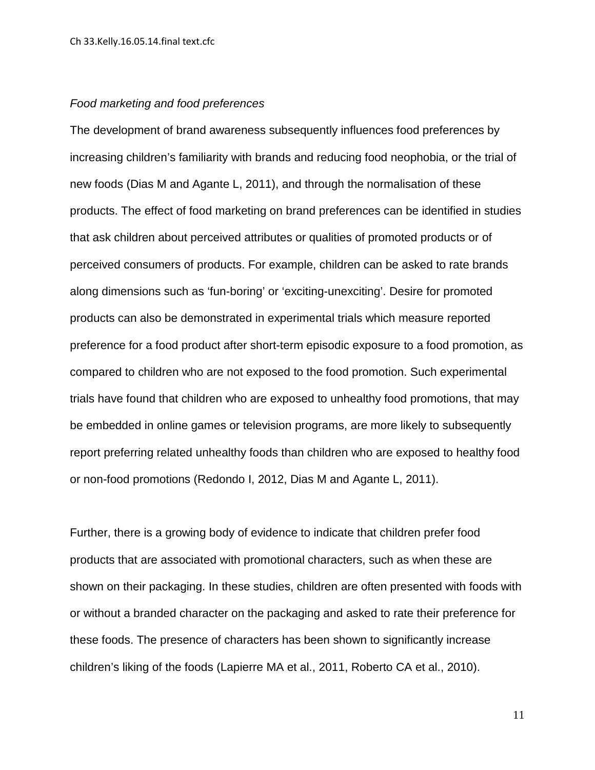*Food marketing and food preferences*

The development of brand awareness subsequently influences food preferences by increasing children's familiarity with brands and reducing food neophobia, or the trial of new foods (Dias M and Agante L, 2011), and through the normalisation of these products. The effect of food marketing on brand preferences can be identified in studies that ask children about perceived attributes or qualities of promoted products or of perceived consumers of products. For example, children can be asked to rate brands along dimensions such as 'fun-boring' or 'exciting-unexciting'. Desire for promoted products can also be demonstrated in experimental trials which measure reported preference for a food product after short-term episodic exposure to a food promotion, as compared to children who are not exposed to the food promotion. Such experimental trials have found that children who are exposed to unhealthy food promotions, that may be embedded in online games or television programs, are more likely to subsequently report preferring related unhealthy foods than children who are exposed to healthy food or non-food promotions (Redondo I, 2012, Dias M and Agante L, 2011).

Further, there is a growing body of evidence to indicate that children prefer food products that are associated with promotional characters, such as when these are shown on their packaging. In these studies, children are often presented with foods with or without a branded character on the packaging and asked to rate their preference for these foods. The presence of characters has been shown to significantly increase children's liking of the foods (Lapierre MA et al., 2011, Roberto CA et al., 2010).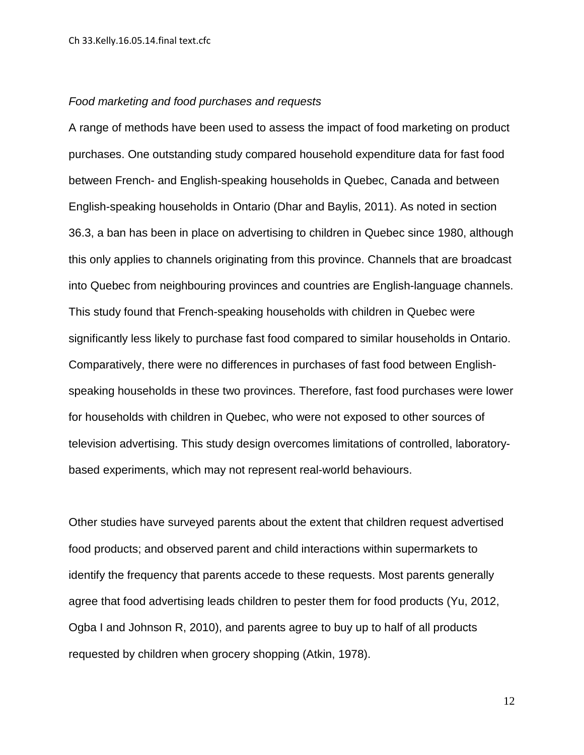*Food marketing and food purchases and requests*

A range of methods have been used to assess the impact of food marketing on product purchases. One outstanding study compared household expenditure data for fast food between French- and English-speaking households in Quebec, Canada and between English-speaking households in Ontario (Dhar and Baylis, 2011). As noted in section 36.3, a ban has been in place on advertising to children in Quebec since 1980, although this only applies to channels originating from this province. Channels that are broadcast into Quebec from neighbouring provinces and countries are English-language channels. This study found that French-speaking households with children in Quebec were significantly less likely to purchase fast food compared to similar households in Ontario. Comparatively, there were no differences in purchases of fast food between English-speaking households in these two provinces. Therefore, fast food purchases were lower for households with children in Quebec, who were not exposed to other sources of television advertising. This study design overcomes limitations of controlled, laboratory-based experiments, which may not represent real-world behaviours.

Other studies have surveyed parents about the extent that children request advertised food products; and observed parent and child interactions within supermarkets to identify the frequency that parents accede to these requests. Most parents generally agree that food advertising leads children to pester them for food products (Yu, 2012, Ogba I and Johnson R, 2010), and parents agree to buy up to half of all products requested by children when grocery shopping (Atkin, 1978).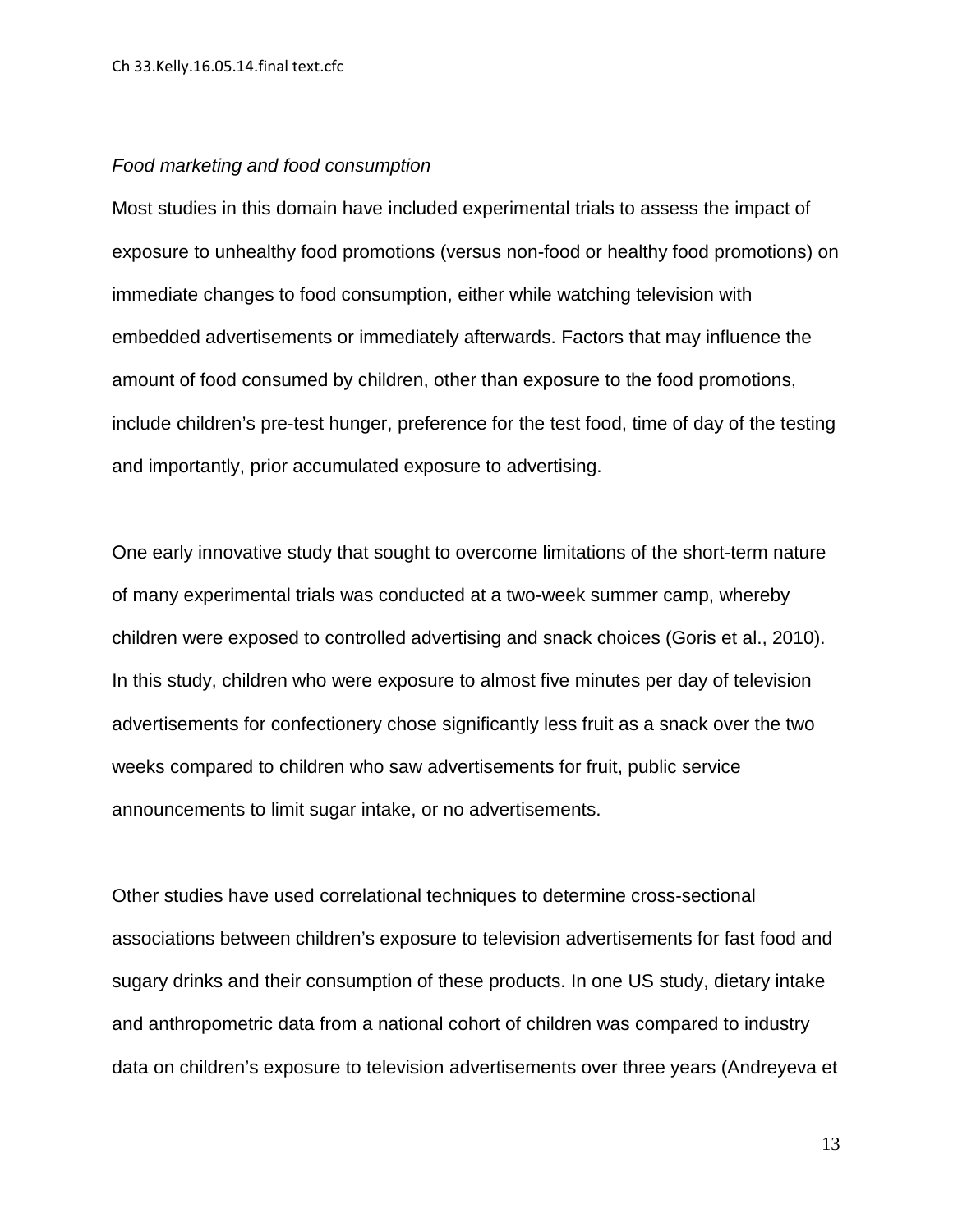*Food marketing and food consumption*

Most studies in this domain have included experimental trials to assess the impact of exposure to unhealthy food promotions (versus non-food or healthy food promotions) on immediate changes to food consumption, either while watching television with embedded advertisements or immediately afterwards. Factors that may influence the amount of food consumed by children, other than exposure to the food promotions, include children's pre-test hunger, preference for the test food, time of day of the testing and importantly, prior accumulated exposure to advertising.

One early innovative study that sought to overcome limitations of the short-term nature of many experimental trials was conducted at a two-week summer camp, whereby children were exposed to controlled advertising and snack choices (Goris et al., 2010). In this study, children who were exposure to almost five minutes per day of television advertisements for confectionery chose significantly less fruit as a snack over the two weeks compared to children who saw advertisements for fruit, public service announcements to limit sugar intake, or no advertisements.

Other studies have used correlational techniques to determine cross-sectional associations between children's exposure to television advertisements for fast food and sugary drinks and their consumption of these products. In one US study, dietary intake and anthropometric data from a national cohort of children was compared to industry data on children's exposure to television advertisements over three years (Andreyeva et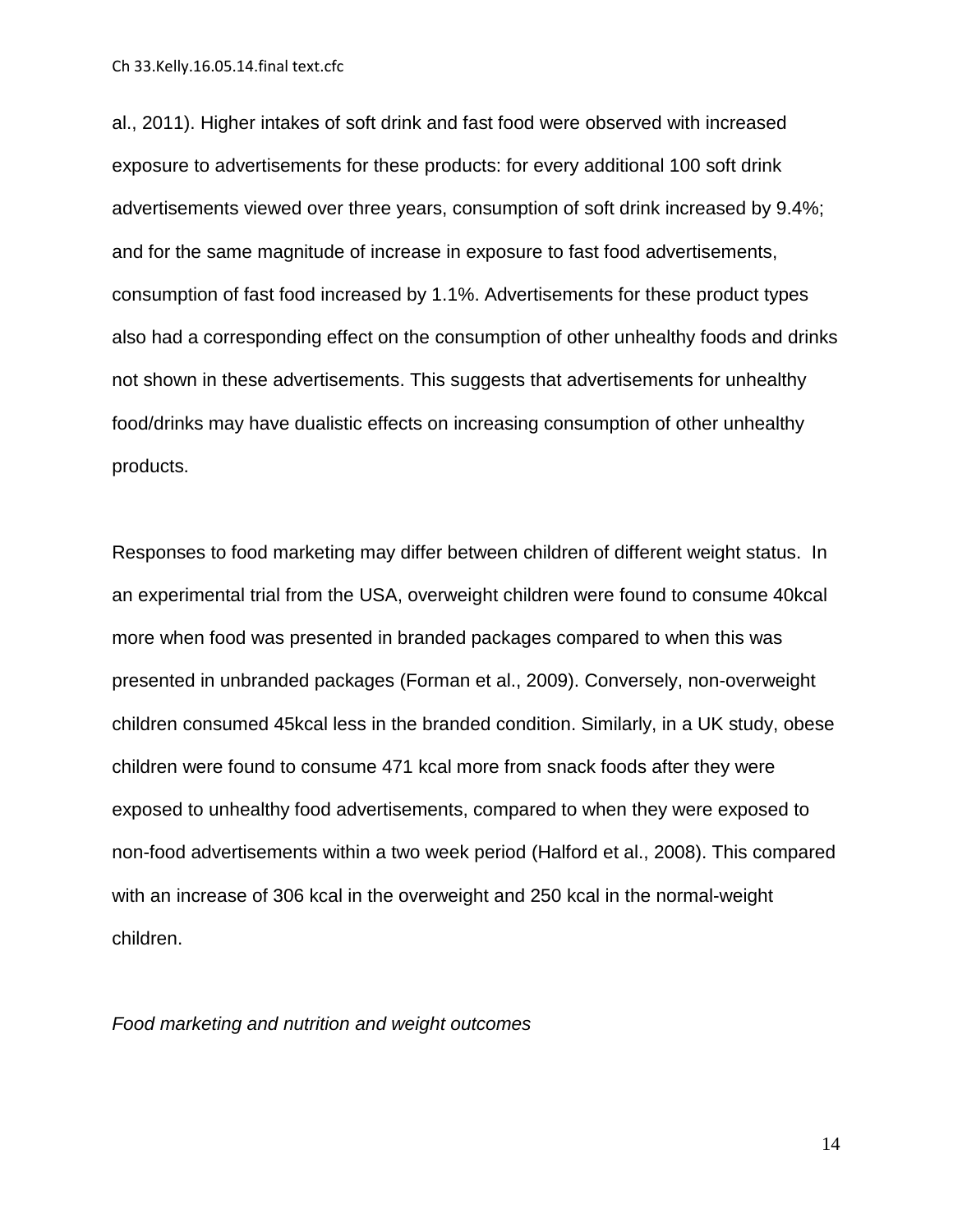al., 2011). Higher intakes of soft drink and fast food were observed with increased exposure to advertisements for these products: for every additional 100 soft drink advertisements viewed over three years, consumption of soft drink increased by 9.4%; and for the same magnitude of increase in exposure to fast food advertisements, consumption of fast food increased by 1.1%. Advertisements for these product types also had a corresponding effect on the consumption of other unhealthy foods and drinks not shown in these advertisements. This suggests that advertisements for unhealthy food/drinks may have dualistic effects on increasing consumption of other unhealthy products.

Responses to food marketing may differ between children of different weight status. In an experimental trial from the USA, overweight children were found to consume 40kcal more when food was presented in branded packages compared to when this was presented in unbranded packages (Forman et al., 2009). Conversely, non-overweight children consumed 45kcal less in the branded condition. Similarly, in a UK study, obese children were found to consume 471 kcal more from snack foods after they were exposed to unhealthy food advertisements, compared to when they were exposed to non-food advertisements within a two week period (Halford et al., 2008). This compared with an increase of 306 kcal in the overweight and 250 kcal in the normal-weight children.

*Food marketing and nutrition and weight outcomes*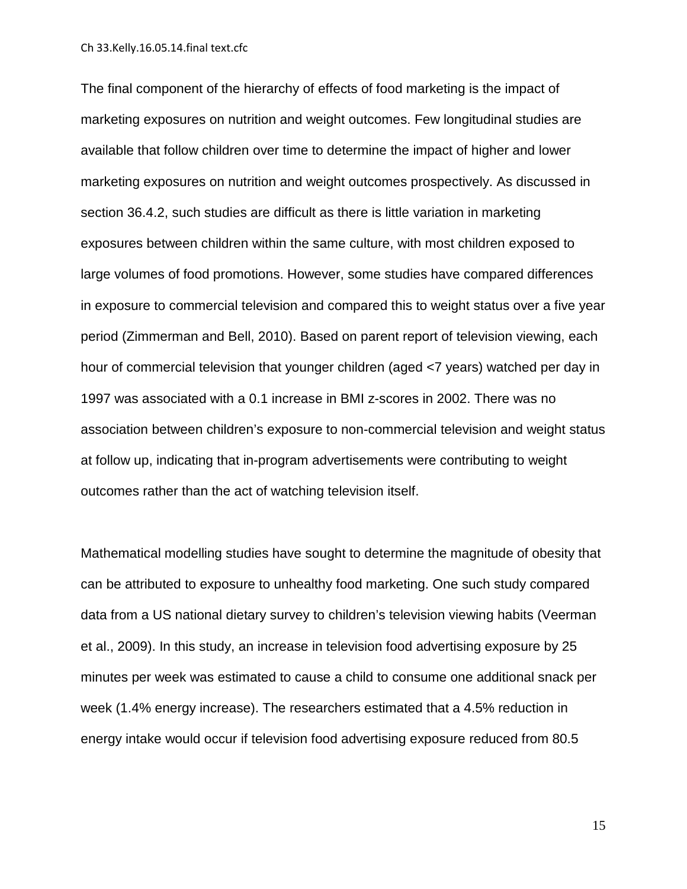The final component of the hierarchy of effects of food marketing is the impact of marketing exposures on nutrition and weight outcomes. Few longitudinal studies are available that follow children over time to determine the impact of higher and lower marketing exposures on nutrition and weight outcomes prospectively. As discussed in section 36.4.2, such studies are difficult as there is little variation in marketing exposures between children within the same culture, with most children exposed to large volumes of food promotions. However, some studies have compared differences in exposure to commercial television and compared this to weight status over a five year period (Zimmerman and Bell, 2010). Based on parent report of television viewing, each hour of commercial television that younger children (aged <7 years) watched per day in 1997 was associated with a 0.1 increase in BMI z-scores in 2002. There was no association between children's exposure to non-commercial television and weight status at follow up, indicating that in-program advertisements were contributing to weight outcomes rather than the act of watching television itself.

Mathematical modelling studies have sought to determine the magnitude of obesity that can be attributed to exposure to unhealthy food marketing. One such study compared data from a US national dietary survey to children's television viewing habits (Veerman et al., 2009). In this study, an increase in television food advertising exposure by 25 minutes per week was estimated to cause a child to consume one additional snack per week (1.4% energy increase). The researchers estimated that a 4.5% reduction in energy intake would occur if television food advertising exposure reduced from 80.5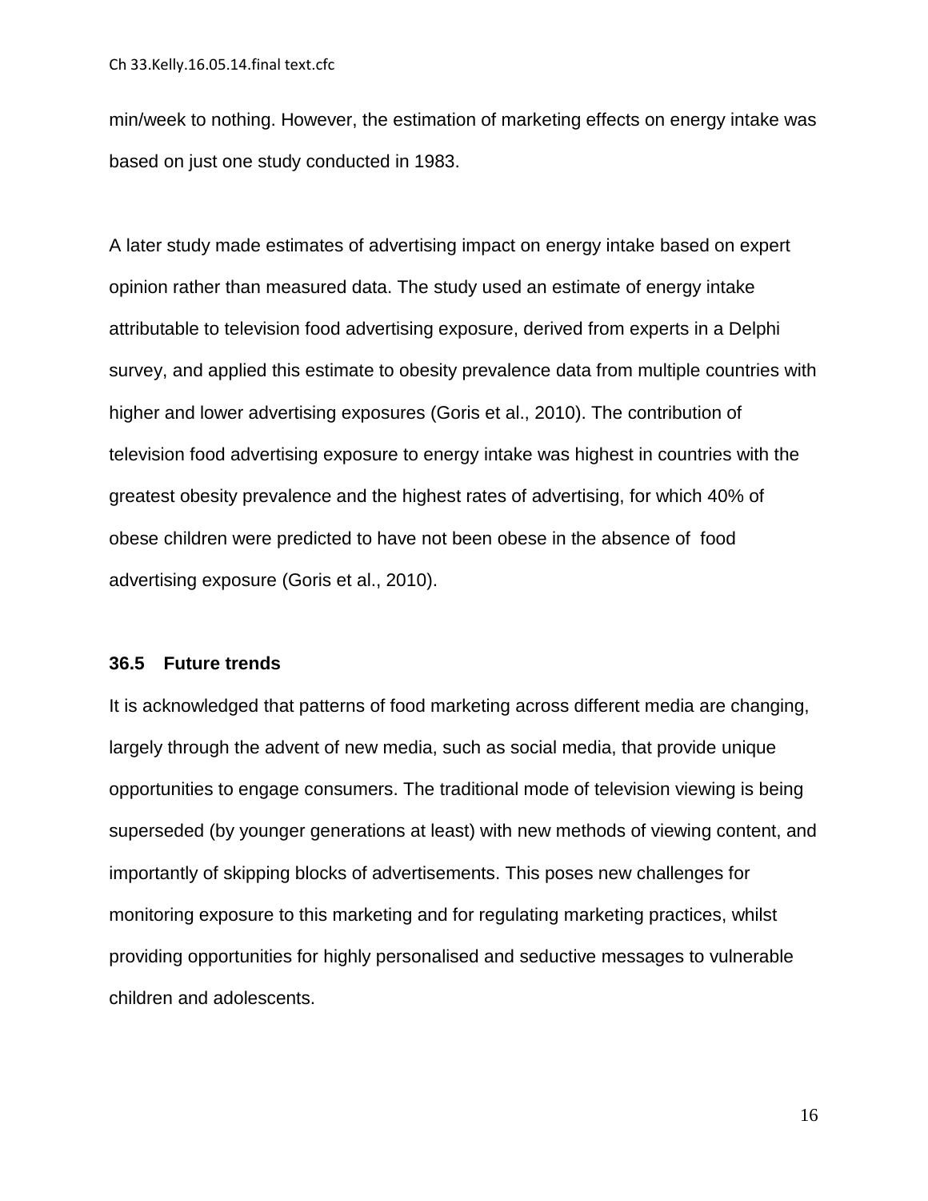min/week to nothing. However, the estimation of marketing effects on energy intake was based on just one study conducted in 1983.

A later study made estimates of advertising impact on energy intake based on expert opinion rather than measured data. The study used an estimate of energy intake attributable to television food advertising exposure, derived from experts in a Delphi survey, and applied this estimate to obesity prevalence data from multiple countries with higher and lower advertising exposures (Goris et al., 2010). The contribution of television food advertising exposure to energy intake was highest in countries with the greatest obesity prevalence and the highest rates of advertising, for which 40% of obese children were predicted to have not been obese in the absence of food advertising exposure (Goris et al., 2010).

### 36.5 Future trends

It is acknowledged that patterns of food marketing across different media are changing, largely through the advent of new media, such as social media, that provide unique opportunities to engage consumers. The traditional mode of television viewing is being superseded (by younger generations at least) with new methods of viewing content, and importantly of skipping blocks of advertisements. This poses new challenges for monitoring exposure to this marketing and for regulating marketing practices, whilst providing opportunities for highly personalised and seductive messages to vulnerable children and adolescents.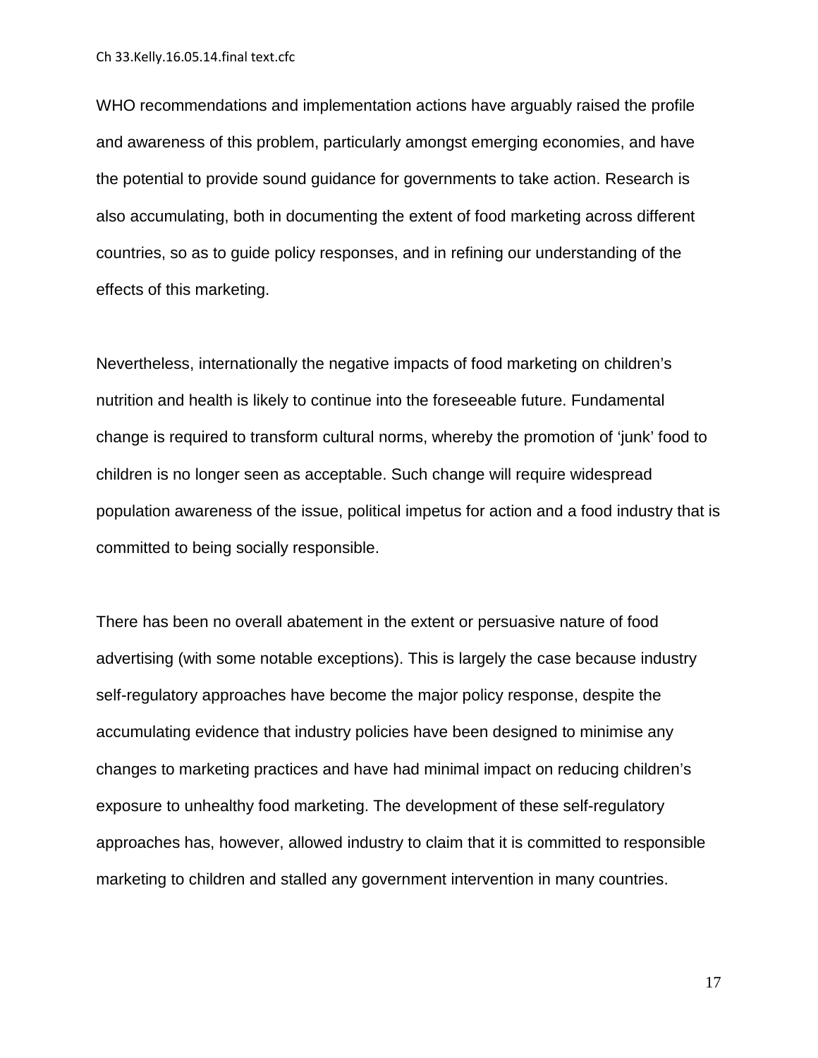WHO recommendations and implementation actions have arguably raised the profile and awareness of this problem, particularly amongst emerging economies, and have the potential to provide sound guidance for governments to take action. Research is also accumulating, both in documenting the extent of food marketing across different countries, so as to guide policy responses, and in refining our understanding of the effects of this marketing.

Nevertheless, internationally the negative impacts of food marketing on children's nutrition and health is likely to continue into the foreseeable future. Fundamental change is required to transform cultural norms, whereby the promotion of 'junk' food to children is no longer seen as acceptable. Such change will require widespread population awareness of the issue, political impetus for action and a food industry that is committed to being socially responsible.

There has been no overall abatement in the extent or persuasive nature of food advertising (with some notable exceptions). This is largely the case because industry self-regulatory approaches have become the major policy response, despite the accumulating evidence that industry policies have been designed to minimise any changes to marketing practices and have had minimal impact on reducing children's exposure to unhealthy food marketing. The development of these self-regulatory approaches has, however, allowed industry to claim that it is committed to responsible marketing to children and stalled any government intervention in many countries.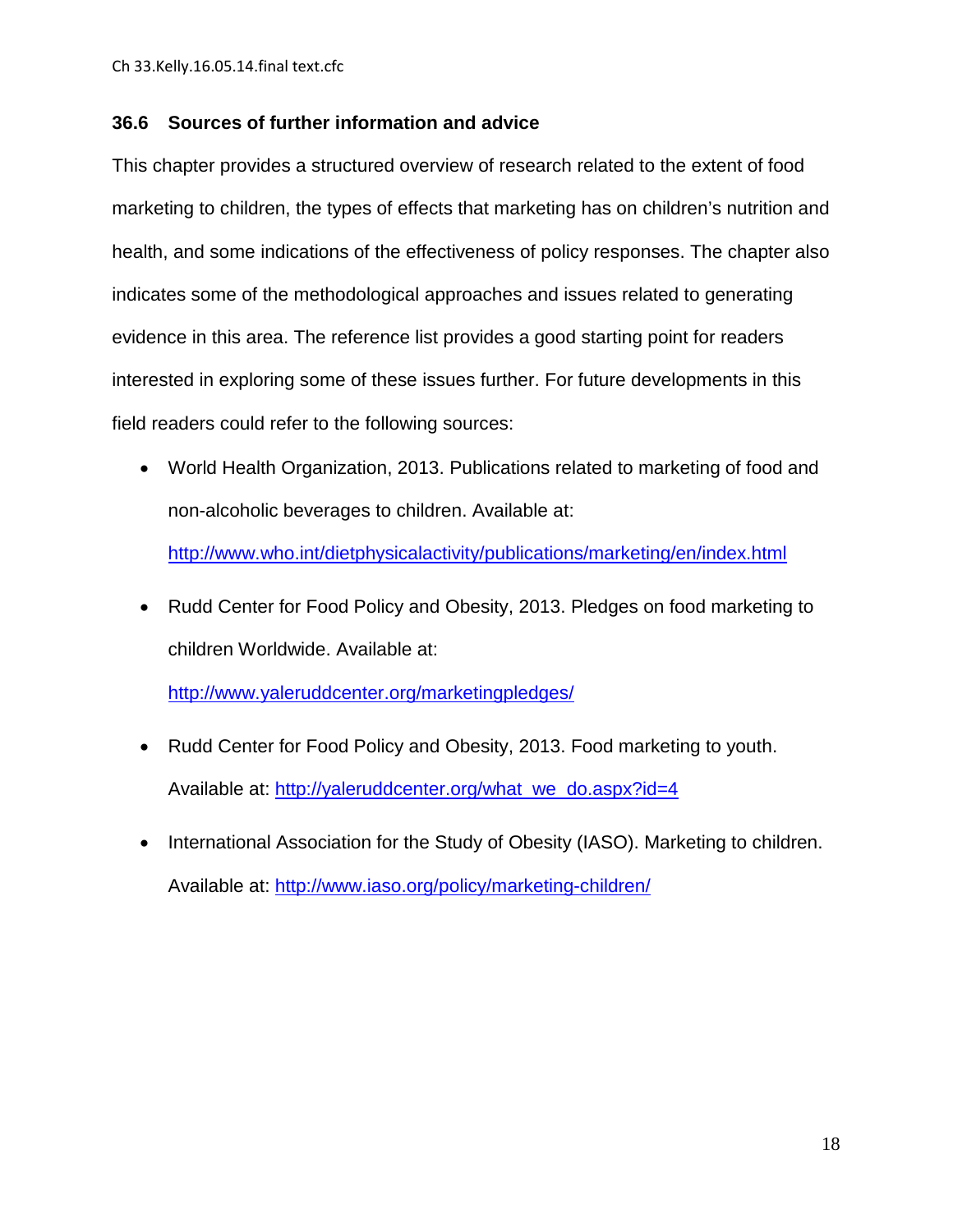### 36.6 Sources of further information and advice

This chapter provides a structured overview of research related to the extent of food marketing to children, the types of effects that marketing has on children's nutrition and health, and some indications of the effectiveness of policy responses. The chapter also indicates some of the methodological approaches and issues related to generating evidence in this area. The reference list provides a good starting point for readers interested in exploring some of these issues further. For future developments in this field readers could refer to the following sources:

- World Health Organization, 2013. Publications related to marketing of food and non-alcoholic beverages to children. Available at: http://www.who.int/dietphysicalactivity/publications/marketing/en/index.html
- Rudd Center for Food Policy and Obesity, 2013. Pledges on food marketing to children Worldwide. Available at: http://www.yaleruddcenter.org/marketingpledges/
- Rudd Center for Food Policy and Obesity, 2013. Food marketing to youth. Available at: http://yaleruddcenter.org/what_we_do.aspx?id=4
- International Association for the Study of Obesity (IASO). Marketing to children. Available at: http://www.iaso.org/policy/marketing-children/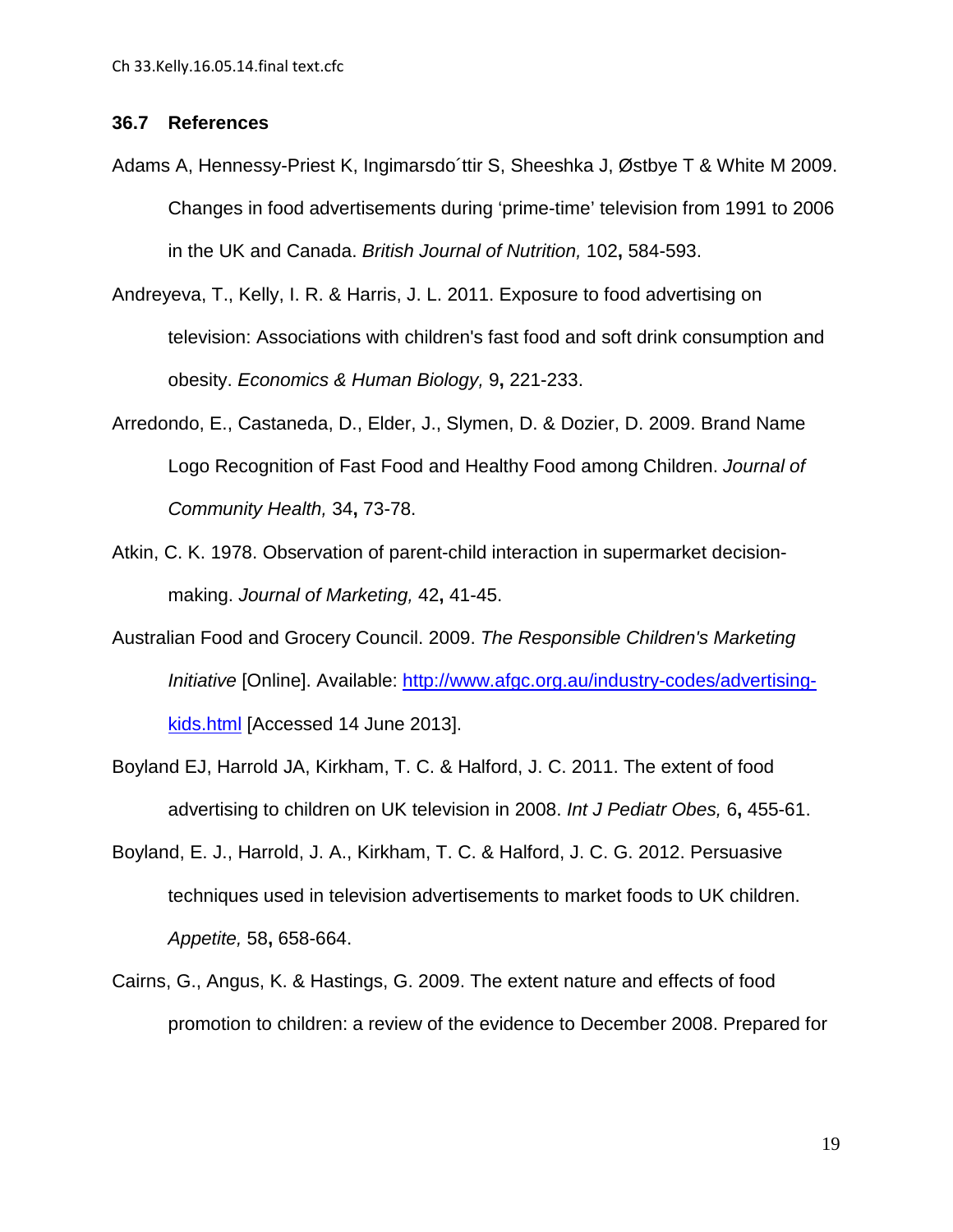### 36.7 References

Adams A, Hennessy-Priest K, Ingimarsdo´ttir S, Sheeshka J, Østbye T & White M 2009. Changes in food advertisements during 'prime-time' television from 1991 to 2006 in the UK and Canada. *British Journal of Nutrition,* 102**,** 584-593.

Andreyeva, T., Kelly, I. R. & Harris, J. L. 2011. Exposure to food advertising on television: Associations with children's fast food and soft drink consumption and obesity. *Economics & Human Biology,* 9**,** 221-233.

Arredondo, E., Castaneda, D., Elder, J., Slymen, D. & Dozier, D. 2009. Brand Name Logo Recognition of Fast Food and Healthy Food among Children. *Journal of Community Health,* 34**,** 73-78.

Atkin, C. K. 1978. Observation of parent-child interaction in supermarket decision-making. *Journal of Marketing,* 42**,** 41-45.

Australian Food and Grocery Council. 2009. *The Responsible Children's Marketing Initiative* [Online]. Available: http://www.afgc.org.au/industry-codes/advertising-kids.html [Accessed 14 June 2013].

Boyland EJ, Harrold JA, Kirkham, T. C. & Halford, J. C. 2011. The extent of food advertising to children on UK television in 2008. *Int J Pediatr Obes,* 6**,** 455-61.

Boyland, E. J., Harrold, J. A., Kirkham, T. C. & Halford, J. C. G. 2012. Persuasive techniques used in television advertisements to market foods to UK children. *Appetite,* 58**,** 658-664.

Cairns, G., Angus, K. & Hastings, G. 2009. The extent nature and effects of food promotion to children: a review of the evidence to December 2008. Prepared for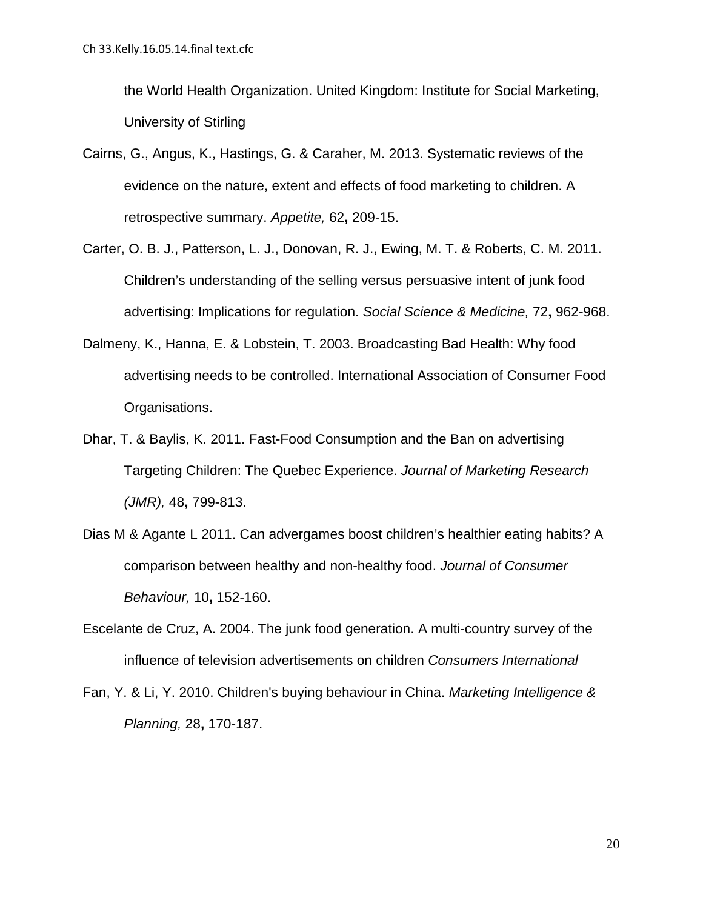the World Health Organization. United Kingdom: Institute for Social Marketing, University of Stirling

Cairns, G., Angus, K., Hastings, G. & Caraher, M. 2013. Systematic reviews of the evidence on the nature, extent and effects of food marketing to children. A retrospective summary. *Appetite,* 62**,** 209-15.

Carter, O. B. J., Patterson, L. J., Donovan, R. J., Ewing, M. T. & Roberts, C. M. 2011. Children's understanding of the selling versus persuasive intent of junk food advertising: Implications for regulation. *Social Science & Medicine,* 72**,** 962-968.

Dalmeny, K., Hanna, E. & Lobstein, T. 2003. Broadcasting Bad Health: Why food advertising needs to be controlled. International Association of Consumer Food Organisations.

Dhar, T. & Baylis, K. 2011. Fast-Food Consumption and the Ban on advertising Targeting Children: The Quebec Experience. *Journal of Marketing Research (JMR),* 48**,** 799-813.

Dias M & Agante L 2011. Can advergames boost children's healthier eating habits? A comparison between healthy and non-healthy food. *Journal of Consumer Behaviour,* 10**,** 152-160.

Escelante de Cruz, A. 2004. The junk food generation. A multi-country survey of the influence of television advertisements on children *Consumers International*

Fan, Y. & Li, Y. 2010. Children's buying behaviour in China. *Marketing Intelligence & Planning,* 28**,** 170-187.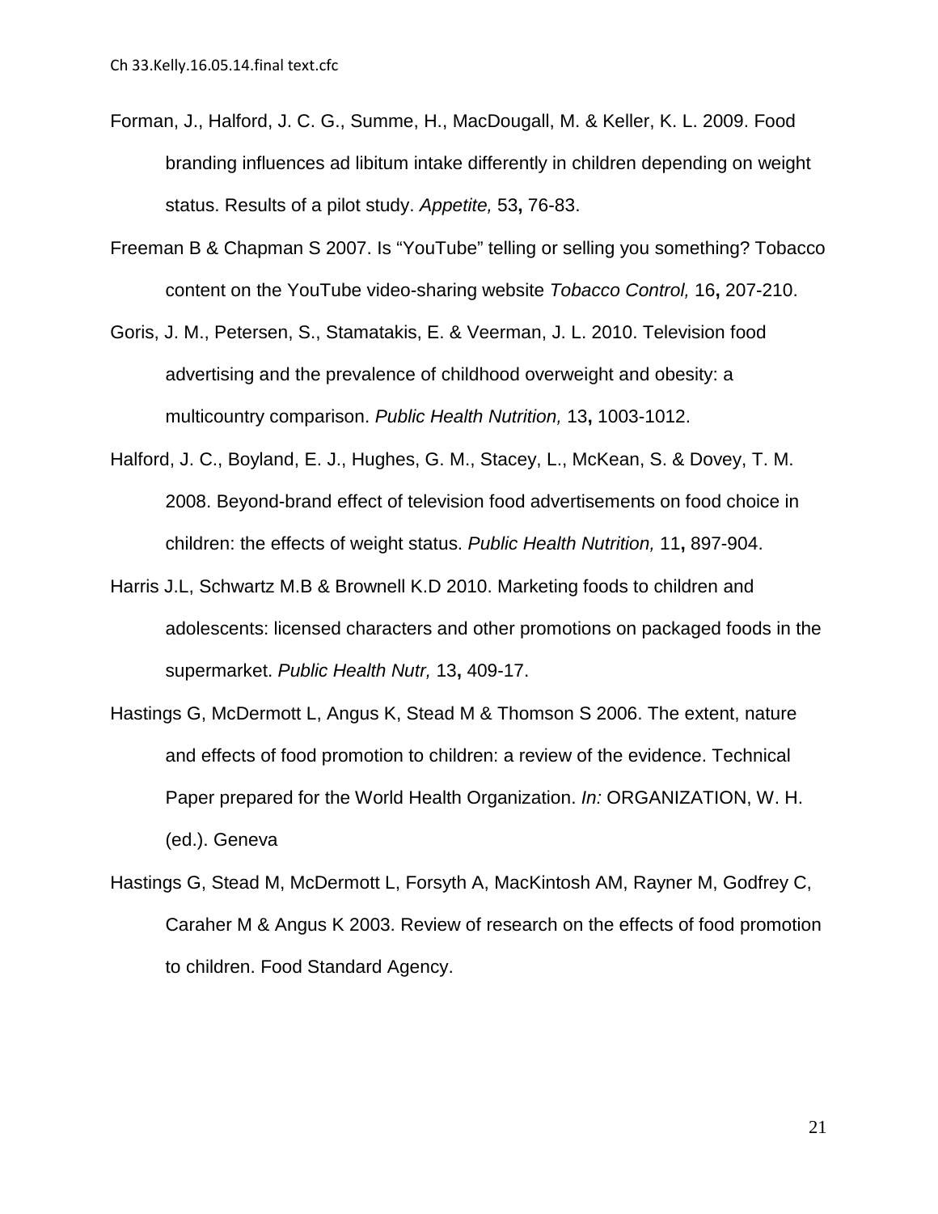Forman, J., Halford, J. C. G., Summe, H., MacDougall, M. & Keller, K. L. 2009. Food branding influences ad libitum intake differently in children depending on weight status. Results of a pilot study. *Appetite,* 53**,** 76-83.

Freeman B & Chapman S 2007. Is "YouTube" telling or selling you something? Tobacco content on the YouTube video-sharing website *Tobacco Control,* 16**,** 207-210.

Goris, J. M., Petersen, S., Stamatakis, E. & Veerman, J. L. 2010. Television food advertising and the prevalence of childhood overweight and obesity: a multicountry comparison. *Public Health Nutrition,* 13**,** 1003-1012.

Halford, J. C., Boyland, E. J., Hughes, G. M., Stacey, L., McKean, S. & Dovey, T. M. 2008. Beyond-brand effect of television food advertisements on food choice in children: the effects of weight status. *Public Health Nutrition,* 11**,** 897-904.

Harris J.L, Schwartz M.B & Brownell K.D 2010. Marketing foods to children and adolescents: licensed characters and other promotions on packaged foods in the supermarket. *Public Health Nutr,* 13**,** 409-17.

Hastings G, McDermott L, Angus K, Stead M & Thomson S 2006. The extent, nature and effects of food promotion to children: a review of the evidence. Technical Paper prepared for the World Health Organization. *In:* ORGANIZATION, W. H. (ed.). Geneva

Hastings G, Stead M, McDermott L, Forsyth A, MacKintosh AM, Rayner M, Godfrey C, Caraher M & Angus K 2003. Review of research on the effects of food promotion to children. Food Standard Agency.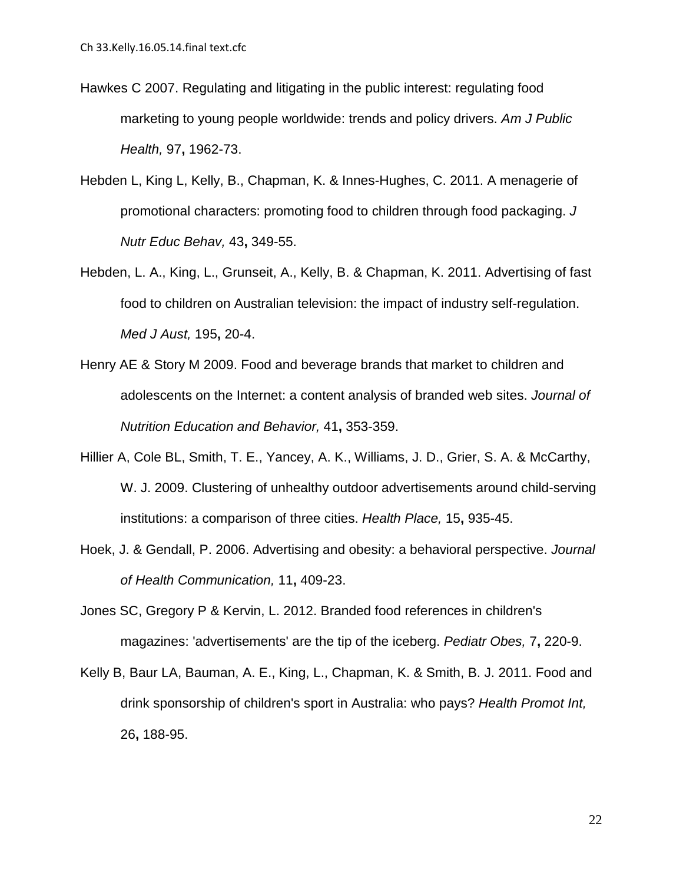Hawkes C 2007. Regulating and litigating in the public interest: regulating food marketing to young people worldwide: trends and policy drivers. *Am J Public Health,* 97**,** 1962-73.

Hebden L, King L, Kelly, B., Chapman, K. & Innes-Hughes, C. 2011. A menagerie of promotional characters: promoting food to children through food packaging. *J Nutr Educ Behav,* 43**,** 349-55.

Hebden, L. A., King, L., Grunseit, A., Kelly, B. & Chapman, K. 2011. Advertising of fast food to children on Australian television: the impact of industry self-regulation. *Med J Aust,* 195**,** 20-4.

Henry AE & Story M 2009. Food and beverage brands that market to children and adolescents on the Internet: a content analysis of branded web sites. *Journal of Nutrition Education and Behavior,* 41**,** 353-359.

Hillier A, Cole BL, Smith, T. E., Yancey, A. K., Williams, J. D., Grier, S. A. & McCarthy, W. J. 2009. Clustering of unhealthy outdoor advertisements around child-serving institutions: a comparison of three cities. *Health Place,* 15**,** 935-45.

Hoek, J. & Gendall, P. 2006. Advertising and obesity: a behavioral perspective. *Journal of Health Communication,* 11**,** 409-23.

Jones SC, Gregory P & Kervin, L. 2012. Branded food references in children's magazines: 'advertisements' are the tip of the iceberg. *Pediatr Obes,* 7**,** 220-9.

Kelly B, Baur LA, Bauman, A. E., King, L., Chapman, K. & Smith, B. J. 2011. Food and drink sponsorship of children's sport in Australia: who pays? *Health Promot Int,* 26**,** 188-95.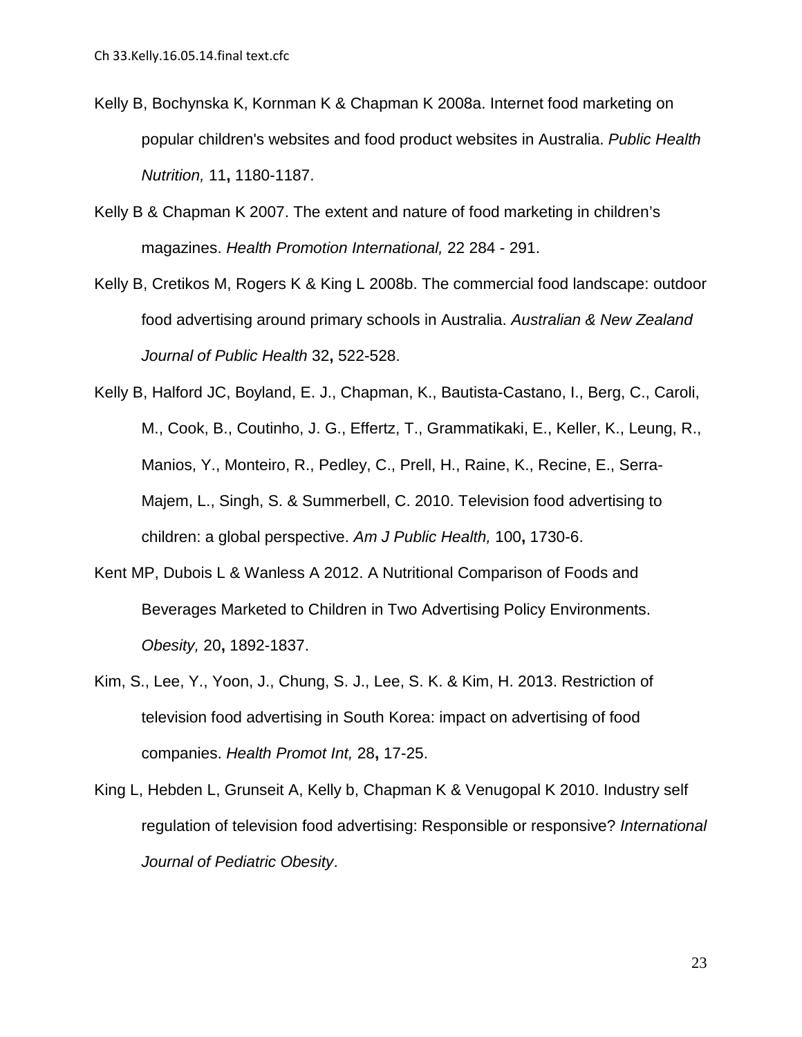Kelly B, Bochynska K, Kornman K & Chapman K 2008a. Internet food marketing on popular children's websites and food product websites in Australia. *Public Health Nutrition,* 11**,** 1180-1187.

Kelly B & Chapman K 2007. The extent and nature of food marketing in children's magazines. *Health Promotion International,* 22 284 - 291.

Kelly B, Cretikos M, Rogers K & King L 2008b. The commercial food landscape: outdoor food advertising around primary schools in Australia. *Australian & New Zealand Journal of Public Health* 32**,** 522-528.

Kelly B, Halford JC, Boyland, E. J., Chapman, K., Bautista-Castano, I., Berg, C., Caroli, M., Cook, B., Coutinho, J. G., Effertz, T., Grammatikaki, E., Keller, K., Leung, R., Manios, Y., Monteiro, R., Pedley, C., Prell, H., Raine, K., Recine, E., Serra-Majem, L., Singh, S. & Summerbell, C. 2010. Television food advertising to children: a global perspective. *Am J Public Health,* 100**,** 1730-6.

Kent MP, Dubois L & Wanless A 2012. A Nutritional Comparison of Foods and Beverages Marketed to Children in Two Advertising Policy Environments. *Obesity,* 20**,** 1892-1837.

Kim, S., Lee, Y., Yoon, J., Chung, S. J., Lee, S. K. & Kim, H. 2013. Restriction of television food advertising in South Korea: impact on advertising of food companies. *Health Promot Int,* 28**,** 17-25.

King L, Hebden L, Grunseit A, Kelly b, Chapman K & Venugopal K 2010. Industry self regulation of television food advertising: Responsible or responsive? *International Journal of Pediatric Obesity*.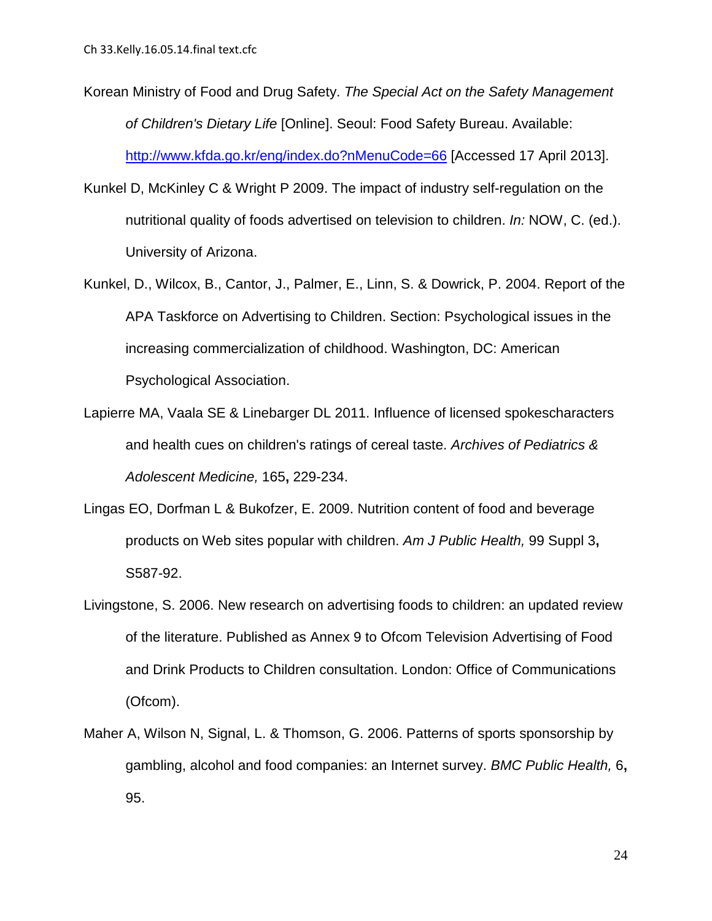Korean Ministry of Food and Drug Safety. *The Special Act on the Safety Management of Children's Dietary Life* [Online]. Seoul: Food Safety Bureau. Available: http://www.kfda.go.kr/eng/index.do?nMenuCode=66 [Accessed 17 April 2013].

Kunkel D, McKinley C & Wright P 2009. The impact of industry self-regulation on the nutritional quality of foods advertised on television to children. *In:* NOW, C. (ed.). University of Arizona.

Kunkel, D., Wilcox, B., Cantor, J., Palmer, E., Linn, S. & Dowrick, P. 2004. Report of the APA Taskforce on Advertising to Children. Section: Psychological issues in the increasing commercialization of childhood. Washington, DC: American Psychological Association.

Lapierre MA, Vaala SE & Linebarger DL 2011. Influence of licensed spokescharacters and health cues on children's ratings of cereal taste. *Archives of Pediatrics & Adolescent Medicine,* 165**,** 229-234.

Lingas EO, Dorfman L & Bukofzer, E. 2009. Nutrition content of food and beverage products on Web sites popular with children. *Am J Public Health,* 99 Suppl 3**,** S587-92.

Livingstone, S. 2006. New research on advertising foods to children: an updated review of the literature. Published as Annex 9 to Ofcom Television Advertising of Food and Drink Products to Children consultation. London: Office of Communications (Ofcom).

Maher A, Wilson N, Signal, L. & Thomson, G. 2006. Patterns of sports sponsorship by gambling, alcohol and food companies: an Internet survey. *BMC Public Health,* 6**,** 95.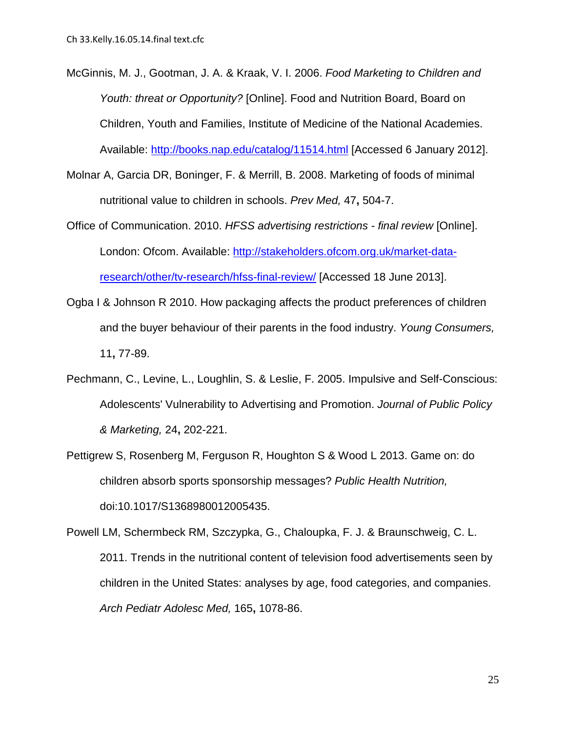McGinnis, M. J., Gootman, J. A. & Kraak, V. I. 2006. *Food Marketing to Children and Youth: threat or Opportunity?* [Online]. Food and Nutrition Board, Board on Children, Youth and Families, Institute of Medicine of the National Academies. Available: http://books.nap.edu/catalog/11514.html [Accessed 6 January 2012].

Molnar A, Garcia DR, Boninger, F. & Merrill, B. 2008. Marketing of foods of minimal nutritional value to children in schools. *Prev Med,* 47**,** 504-7.

Office of Communication. 2010. *HFSS advertising restrictions - final review* [Online]. London: Ofcom. Available: http://stakeholders.ofcom.org.uk/market-data-research/other/tv-research/hfss-final-review/ [Accessed 18 June 2013].

Ogba I & Johnson R 2010. How packaging affects the product preferences of children and the buyer behaviour of their parents in the food industry. *Young Consumers,* 11**,** 77-89.

Pechmann, C., Levine, L., Loughlin, S. & Leslie, F. 2005. Impulsive and Self-Conscious: Adolescents' Vulnerability to Advertising and Promotion. *Journal of Public Policy & Marketing,* 24**,** 202-221.

Pettigrew S, Rosenberg M, Ferguson R, Houghton S & Wood L 2013. Game on: do children absorb sports sponsorship messages? *Public Health Nutrition,* doi:10.1017/S1368980012005435.

Powell LM, Schermbeck RM, Szczypka, G., Chaloupka, F. J. & Braunschweig, C. L. 2011. Trends in the nutritional content of television food advertisements seen by children in the United States: analyses by age, food categories, and companies. *Arch Pediatr Adolesc Med,* 165**,** 1078-86.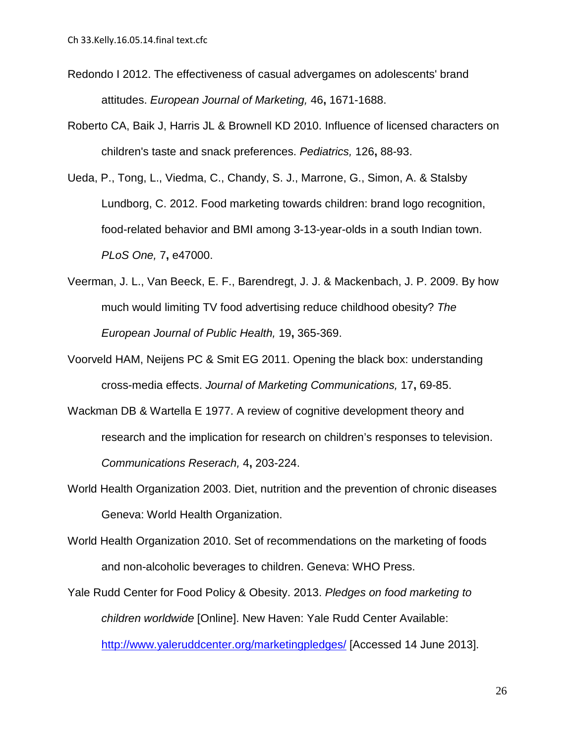Redondo I 2012. The effectiveness of casual advergames on adolescents' brand attitudes. *European Journal of Marketing,* 46**,** 1671-1688.

Roberto CA, Baik J, Harris JL & Brownell KD 2010. Influence of licensed characters on children's taste and snack preferences. *Pediatrics,* 126**,** 88-93.

Ueda, P., Tong, L., Viedma, C., Chandy, S. J., Marrone, G., Simon, A. & Stalsby Lundborg, C. 2012. Food marketing towards children: brand logo recognition, food-related behavior and BMI among 3-13-year-olds in a south Indian town. *PLoS One,* 7**,** e47000.

Veerman, J. L., Van Beeck, E. F., Barendregt, J. J. & Mackenbach, J. P. 2009. By how much would limiting TV food advertising reduce childhood obesity? *The European Journal of Public Health,* 19**,** 365-369.

Voorveld HAM, Neijens PC & Smit EG 2011. Opening the black box: understanding cross-media effects. *Journal of Marketing Communications,* 17**,** 69-85.

Wackman DB & Wartella E 1977. A review of cognitive development theory and research and the implication for research on children's responses to television. *Communications Reserach,* 4**,** 203-224.

World Health Organization 2003. Diet, nutrition and the prevention of chronic diseases Geneva: World Health Organization.

World Health Organization 2010. Set of recommendations on the marketing of foods and non-alcoholic beverages to children. Geneva: WHO Press.

Yale Rudd Center for Food Policy & Obesity. 2013. *Pledges on food marketing to children worldwide* [Online]. New Haven: Yale Rudd Center Available: http://www.yaleruddcenter.org/marketingpledges/ [Accessed 14 June 2013].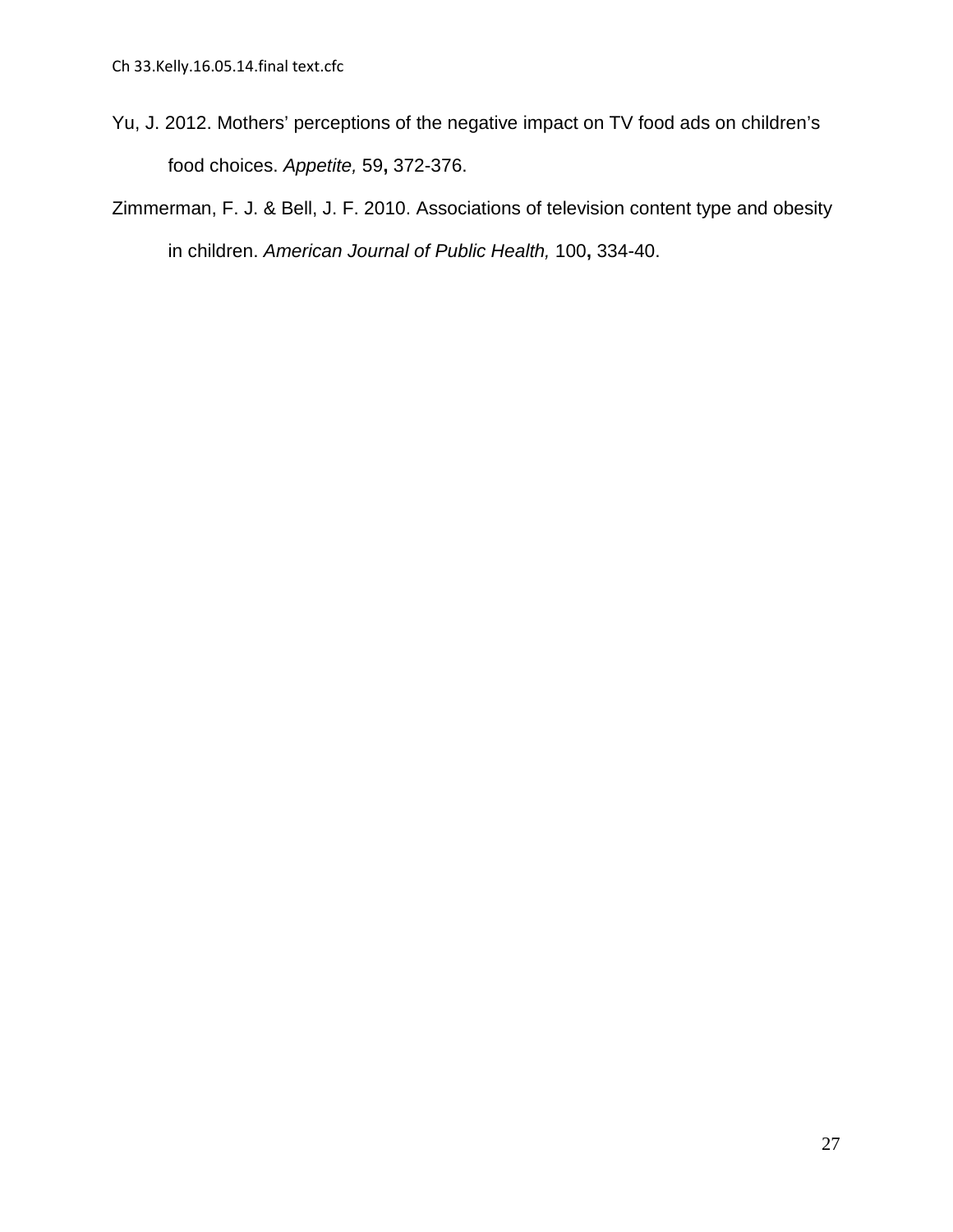Yu, J. 2012. Mothers' perceptions of the negative impact on TV food ads on children's food choices. *Appetite,* 59**,** 372-376.

Zimmerman, F. J. & Bell, J. F. 2010. Associations of television content type and obesity in children. *American Journal of Public Health,* 100**,** 334-40.